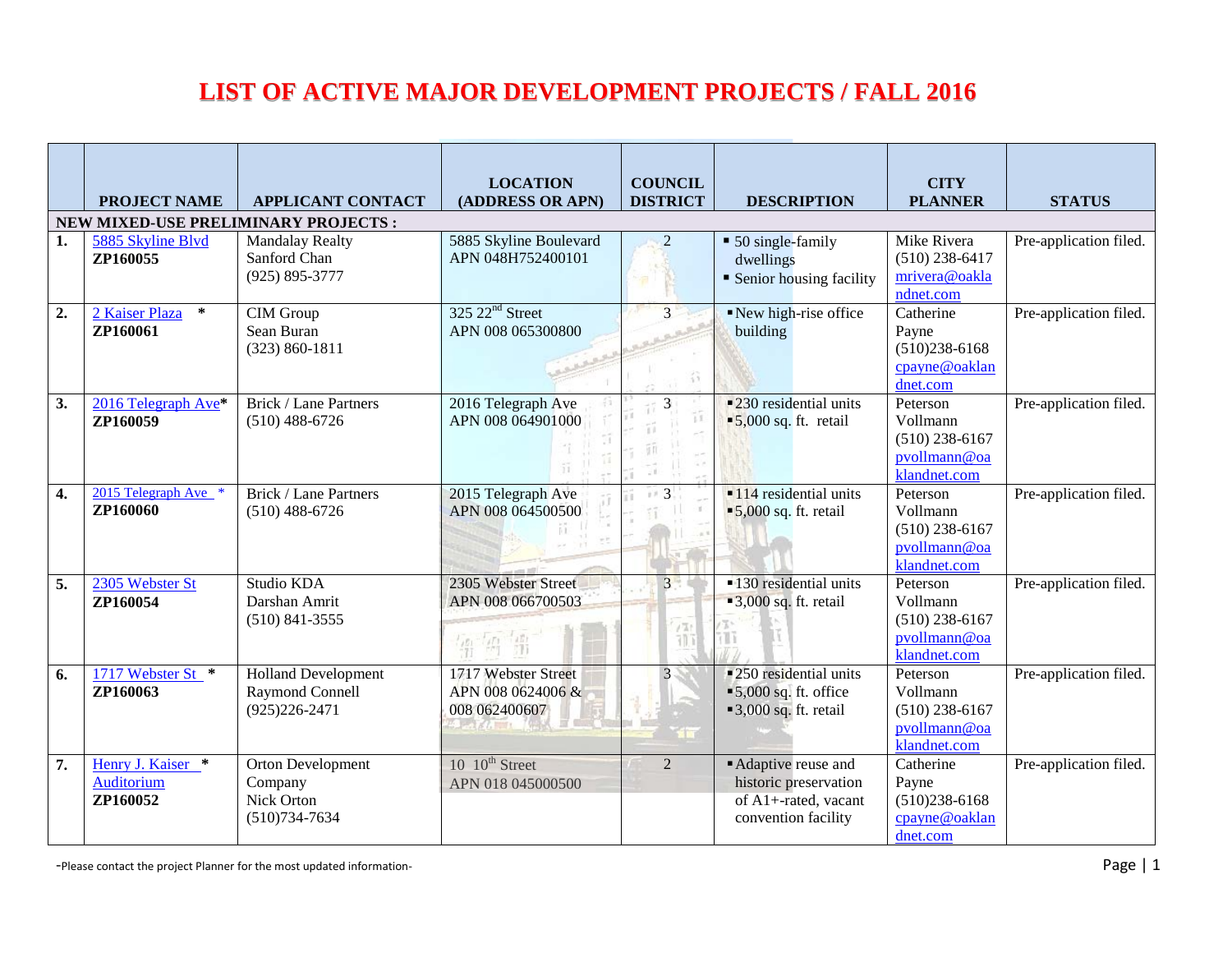# LIST OF ACTIVE MAJOR DEVELOPMENT PROJECTS / FALL 2016

| | PROJECT NAME | APPLICANT CONTACT | LOCATION (ADDRESS OR APN) | COUNCIL DISTRICT | DESCRIPTION | CITY PLANNER | STATUS |
|---|---|---|---|---|---|---|---|
| **NEW MIXED-USE PRELIMINARY PROJECTS :** | | | | | | | |
| **1.** | 5885 Skyline Blvd **ZP160055** | Mandalay Realty Sanford Chan (925) 895-3777 | 5885 Skyline Boulevard APN 048H752400101 | 2 | ▪ 50 single-family dwellings ▪ Senior housing facility | Mike Rivera (510) 238-6417 mrivera@oaklandnet.com | Pre-application filed. |
| **2.** | 2 Kaiser Plaza * **ZP160061** | CIM Group Sean Buran (323) 860-1811 | 325 22nd Street APN 008 065300800 | 3 | ▪ New high-rise office building | Catherine Payne (510)238-6168 cpayne@oaklandnet.com | Pre-application filed. |
| **3.** | 2016 Telegraph Ave* **ZP160059** | Brick / Lane Partners (510) 488-6726 | 2016 Telegraph Ave APN 008 064901000 | 3 | ▪ 230 residential units ▪ 5,000 sq. ft. retail | Peterson Vollmann (510) 238-6167 pvollmann@oaklandnet.com | Pre-application filed. |
| **4.** | 2015 Telegraph Ave * **ZP160060** | Brick / Lane Partners (510) 488-6726 | 2015 Telegraph Ave APN 008 064500500 | 3 | ▪ 114 residential units ▪ 5,000 sq. ft. retail | Peterson Vollmann (510) 238-6167 pvollmann@oaklandnet.com | Pre-application filed. |
| **5.** | 2305 Webster St **ZP160054** | Studio KDA Darshan Amrit (510) 841-3555 | 2305 Webster Street APN 008 066700503 | 3 | ▪ 130 residential units ▪ 3,000 sq. ft. retail | Peterson Vollmann (510) 238-6167 pvollmann@oaklandnet.com | Pre-application filed. |
| **6.** | 1717 Webster St * **ZP160063** | Holland Development Raymond Connell (925)226-2471 | 1717 Webster Street APN 008 0624006 & 008 062400607 | 3 | ▪ 250 residential units ▪ 5,000 sq. ft. office ▪ 3,000 sq. ft. retail | Peterson Vollmann (510) 238-6167 pvollmann@oaklandnet.com | Pre-application filed. |
| **7.** | Henry J. Kaiser * Auditorium **ZP160052** | Orton Development Company Nick Orton (510)734-7634 | 10 10th Street APN 018 045000500 | 2 | ▪ Adaptive reuse and historic preservation of A1+-rated, vacant convention facility | Catherine Payne (510)238-6168 cpayne@oaklandnet.com | Pre-application filed. |

-Please contact the project Planner for the most updated information-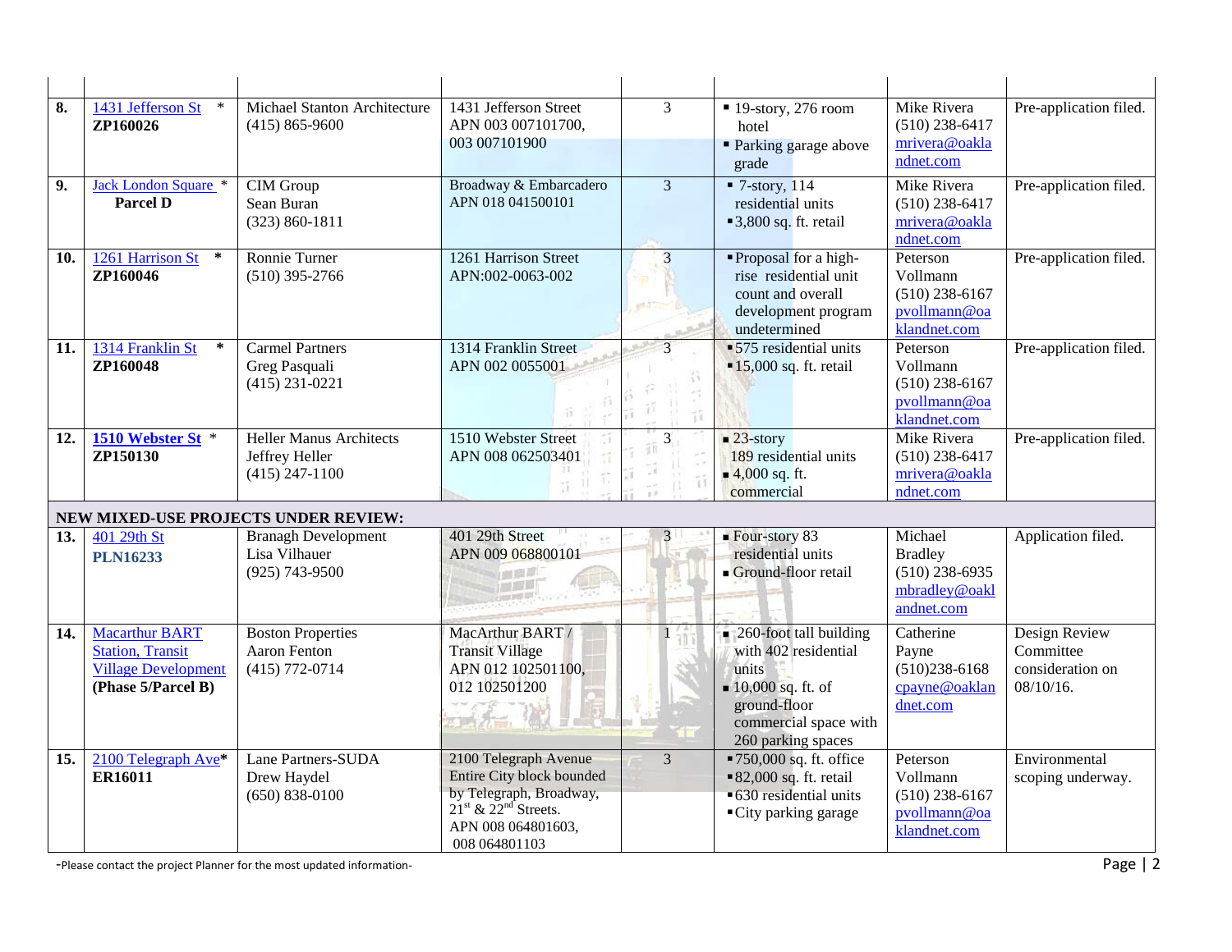| | | | | | | | |
|---|---|---|---|---|---|---|---|
| **8.** | 1431 Jefferson St * **ZP160026** | Michael Stanton Architecture (415) 865-9600 | 1431 Jefferson Street APN 003 007101700, 003 007101900 | 3 | ▪ 19-story, 276 room hotel ▪ Parking garage above grade | Mike Rivera (510) 238-6417 mrivera@oaklandnet.com | Pre-application filed. |
| **9.** | Jack London Square * **Parcel D** | CIM Group Sean Buran (323) 860-1811 | Broadway & Embarcadero APN 018 041500101 | 3 | ▪ 7-story, 114 residential units ▪ 3,800 sq. ft. retail | Mike Rivera (510) 238-6417 mrivera@oaklandnet.com | Pre-application filed. |
| **10.** | 1261 Harrison St * **ZP160046** | Ronnie Turner (510) 395-2766 | 1261 Harrison Street APN:002-0063-002 | 3 | ▪ Proposal for a high-rise residential unit count and overall development program undetermined | Peterson Vollmann (510) 238-6167 pvollmann@oaklandnet.com | Pre-application filed. |
| **11.** | 1314 Franklin St * **ZP160048** | Carmel Partners Greg Pasquali (415) 231-0221 | 1314 Franklin Street APN 002 0055001 | 3 | ▪ 575 residential units ▪ 15,000 sq. ft. retail | Peterson Vollmann (510) 238-6167 pvollmann@oaklandnet.com | Pre-application filed. |
| **12.** | **1510 Webster St** * **ZP150130** | Heller Manus Architects Jeffrey Heller (415) 247-1100 | 1510 Webster Street APN 008 062503401 | 3 | ▪ 23-story 189 residential units ▪ 4,000 sq. ft. commercial | Mike Rivera (510) 238-6417 mrivera@oaklandnet.com | Pre-application filed. |
| **NEW MIXED-USE PROJECTS UNDER REVIEW:** | | | | | | | |
| **13.** | 401 29th St **PLN16233** | Branagh Development Lisa Vilhauer (925) 743-9500 | 401 29th Street APN 009 068800101 | 3 | ▪ Four-story 83 residential units ▪ Ground-floor retail | Michael Bradley (510) 238-6935 mbradley@oaklandnet.com | Application filed. |
| **14.** | Macarthur BART Station, Transit Village Development **(Phase 5/Parcel B)** | Boston Properties Aaron Fenton (415) 772-0714 | MacArthur BART / Transit Village APN 012 102501100, 012 102501200 | 1 | ▪ 260-foot tall building with 402 residential units ▪ 10,000 sq. ft. of ground-floor commercial space with 260 parking spaces | Catherine Payne (510)238-6168 cpayne@oaklandnet.com | Design Review Committee consideration on 08/10/16. |
| **15.** | 2100 Telegraph Ave* **ER16011** | Lane Partners-SUDA Drew Haydel (650) 838-0100 | 2100 Telegraph Avenue Entire City block bounded by Telegraph, Broadway, 21st & 22nd Streets. APN 008 064801603, 008 064801103 | 3 | ▪ 750,000 sq. ft. office ▪ 82,000 sq. ft. retail ▪ 630 residential units ▪ City parking garage | Peterson Vollmann (510) 238-6167 pvollmann@oaklandnet.com | Environmental scoping underway. |

-Please contact the project Planner for the most updated information-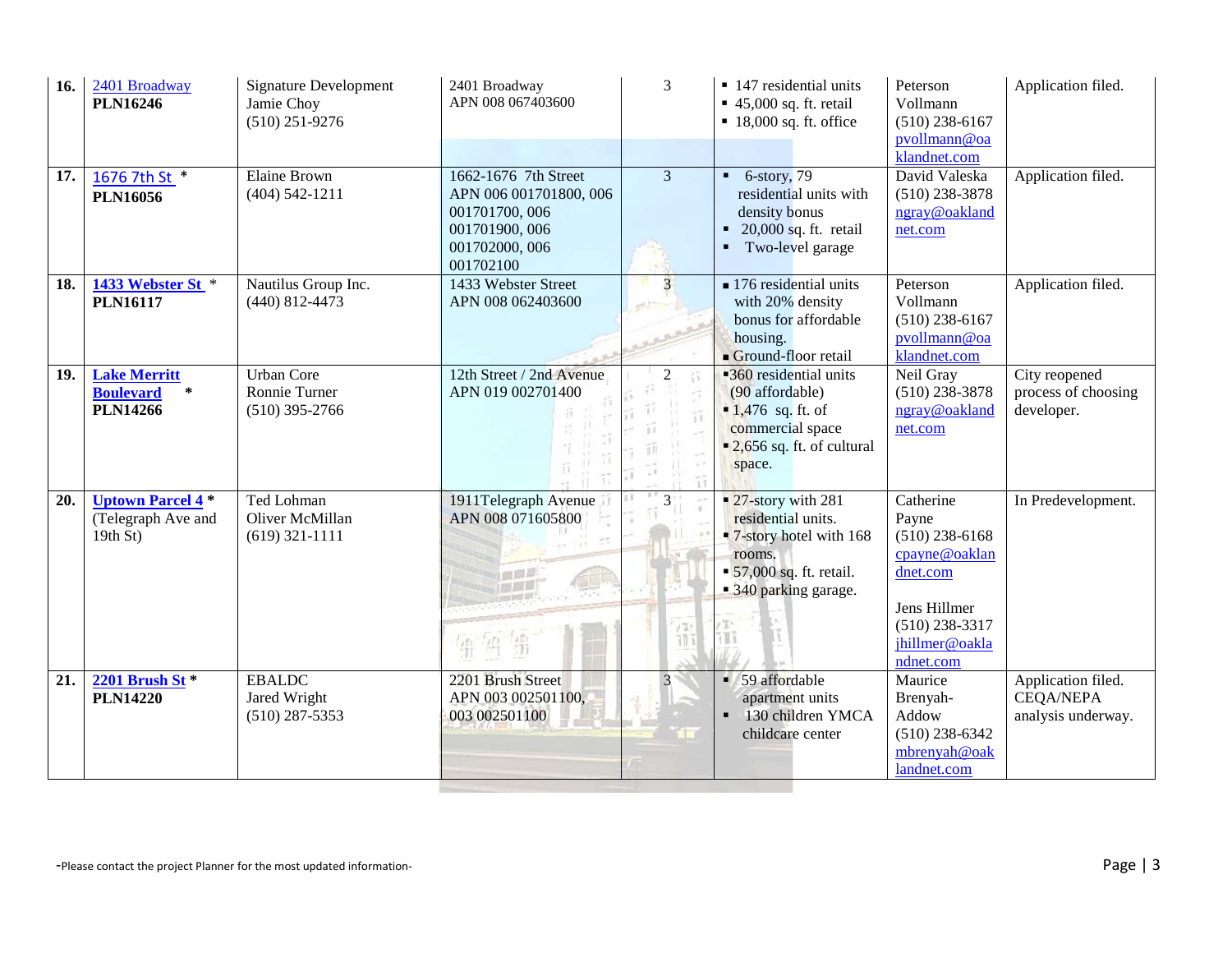| | | | | | | | |
|---|---|---|---|---|---|---|---|
| **16.** | 2401 Broadway **PLN16246** | Signature Development Jamie Choy (510) 251-9276 | 2401 Broadway APN 008 067403600 | 3 | ▪ 147 residential units ▪ 45,000 sq. ft. retail ▪ 18,000 sq. ft. office | Peterson Vollmann (510) 238-6167 pvollmann@oaklandnet.com | Application filed. |
| **17.** | 1676 7th St * **PLN16056** | Elaine Brown (404) 542-1211 | 1662-1676 7th Street APN 006 001701800, 006 001701700, 006 001701900, 006 001702000, 006 001702100 | 3 | ▪ 6-story, 79 residential units with density bonus ▪ 20,000 sq. ft. retail ▪ Two-level garage | David Valeska (510) 238-3878 ngray@oaklandnet.com | Application filed. |
| **18.** | **1433 Webster St** * **PLN16117** | Nautilus Group Inc. (440) 812-4473 | 1433 Webster Street APN 008 062403600 | 3 | ▪ 176 residential units with 20% density bonus for affordable housing. ▪ Ground-floor retail | Peterson Vollmann (510) 238-6167 pvollmann@oaklandnet.com | Application filed. |
| **19.** | **Lake Merritt Boulevard** * **PLN14266** | Urban Core Ronnie Turner (510) 395-2766 | 12th Street / 2nd Avenue APN 019 002701400 | 2 | ▪ 360 residential units (90 affordable) ▪ 1,476 sq. ft. of commercial space ▪ 2,656 sq. ft. of cultural space. | Neil Gray (510) 238-3878 ngray@oaklandnet.com | City reopened process of choosing developer. |
| **20.** | **Uptown Parcel 4** * (Telegraph Ave and 19th St) | Ted Lohman Oliver McMillan (619) 321-1111 | 1911Telegraph Avenue APN 008 071605800 | 3 | ▪ 27-story with 281 residential units. ▪ 7-story hotel with 168 rooms. ▪ 57,000 sq. ft. retail. ▪ 340 parking garage. | Catherine Payne (510) 238-6168 cpayne@oaklandnet.com<br><br>Jens Hillmer (510) 238-3317 jhillmer@oaklandnet.com | In Predevelopment. |
| **21.** | **2201 Brush St** * **PLN14220** | EBALDC Jared Wright (510) 287-5353 | 2201 Brush Street APN 003 002501100, 003 002501100 | 3 | ▪ 59 affordable apartment units ▪ 130 children YMCA childcare center | Maurice Brenyah-Addow (510) 238-6342 mbrenyah@oaklandnet.com | Application filed. CEQA/NEPA analysis underway. |

-Please contact the project Planner for the most updated information-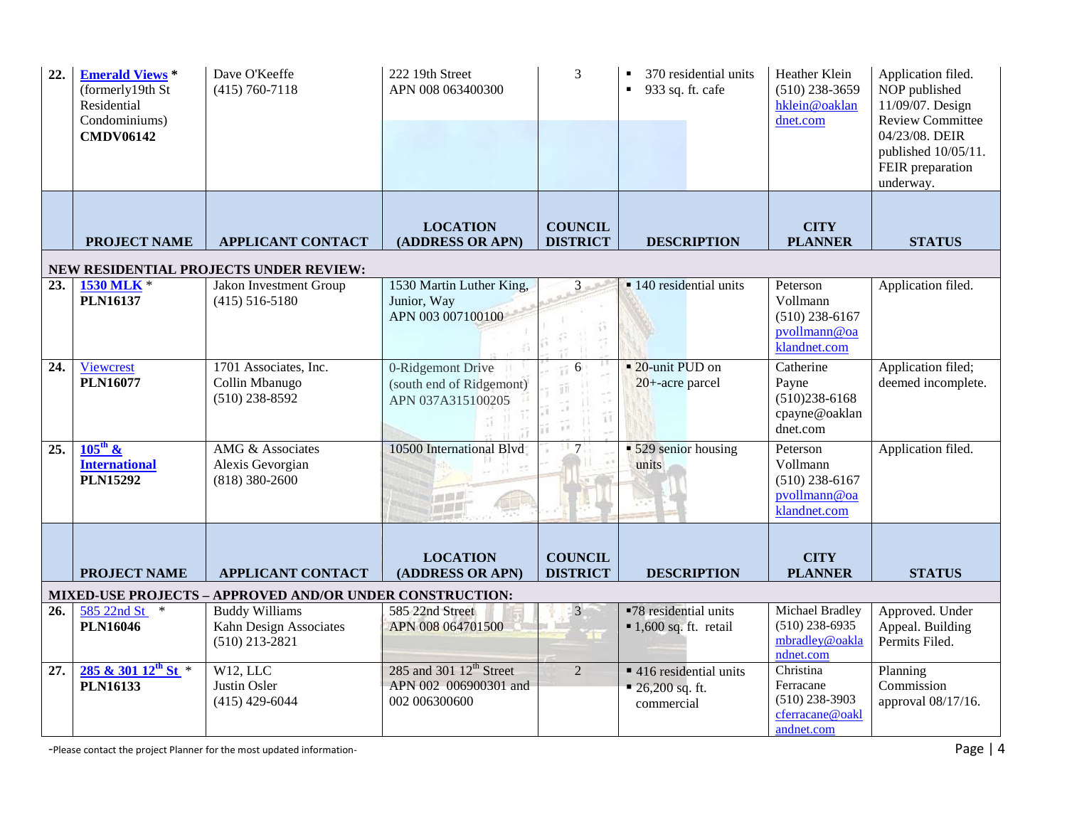| | PROJECT NAME | APPLICANT CONTACT | LOCATION (ADDRESS OR APN) | COUNCIL DISTRICT | DESCRIPTION | CITY PLANNER | STATUS |
|---|---|---|---|---|---|---|---|
| 22. | **Emerald Views** * (formerly19th St Residential Condominiums) **CMDV06142** | Dave O'Keeffe (415) 760-7118 | 222 19th Street APN 008 063400300 | 3 | ▪ 370 residential units ▪ 933 sq. ft. cafe | Heather Klein (510) 238-3659 hklein@oaklandnet.com | Application filed. NOP published 11/09/07. Design Review Committee 04/23/08. DEIR published 10/05/11. FEIR preparation underway. |

| | PROJECT NAME | APPLICANT CONTACT | LOCATION (ADDRESS OR APN) | COUNCIL DISTRICT | DESCRIPTION | CITY PLANNER | STATUS |
|---|---|---|---|---|---|---|---|
| | **NEW RESIDENTIAL PROJECTS UNDER REVIEW:** | | | | | | |
| 23. | **1530 MLK** * **PLN16137** | Jakon Investment Group (415) 516-5180 | 1530 Martin Luther King, Junior, Way APN 003 007100100 | 3 | ▪ 140 residential units | Peterson Vollmann (510) 238-6167 pvollmann@oaklandnet.com | Application filed. |
| 24. | Viewcrest **PLN16077** | 1701 Associates, Inc. Collin Mbanugo (510) 238-8592 | 0-Ridgemont Drive (south end of Ridgemont) APN 037A315100205 | 6 | ▪ 20-unit PUD on 20+-acre parcel | Catherine Payne (510)238-6168 cpayne@oaklandnet.com | Application filed; deemed incomplete. |
| 25. | **105th & International** **PLN15292** | AMG & Associates Alexis Gevorgian (818) 380-2600 | 10500 International Blvd | 7 | ▪ 529 senior housing units | Peterson Vollmann (510) 238-6167 pvollmann@oaklandnet.com | Application filed. |

| | PROJECT NAME | APPLICANT CONTACT | LOCATION (ADDRESS OR APN) | COUNCIL DISTRICT | DESCRIPTION | CITY PLANNER | STATUS |
|---|---|---|---|---|---|---|---|
| | **MIXED-USE PROJECTS – APPROVED AND/OR UNDER CONSTRUCTION:** | | | | | | |
| 26. | 585 22nd St * **PLN16046** | Buddy Williams Kahn Design Associates (510) 213-2821 | 585 22nd Street APN 008 064701500 | 3 | ▪ 78 residential units ▪ 1,600 sq. ft. retail | Michael Bradley (510) 238-6935 mbradley@oaklandnet.com | Approved. Under Appeal. Building Permits Filed. |
| 27. | **285 & 301 12th St** * **PLN16133** | W12, LLC Justin Osler (415) 429-6044 | 285 and 301 12th Street APN 002 006900301 and 002 006300600 | 2 | ▪ 416 residential units ▪ 26,200 sq. ft. commercial | Christina Ferracane (510) 238-3903 cferracane@oaklandnet.com | Planning Commission approval 08/17/16. |

-Please contact the project Planner for the most updated information-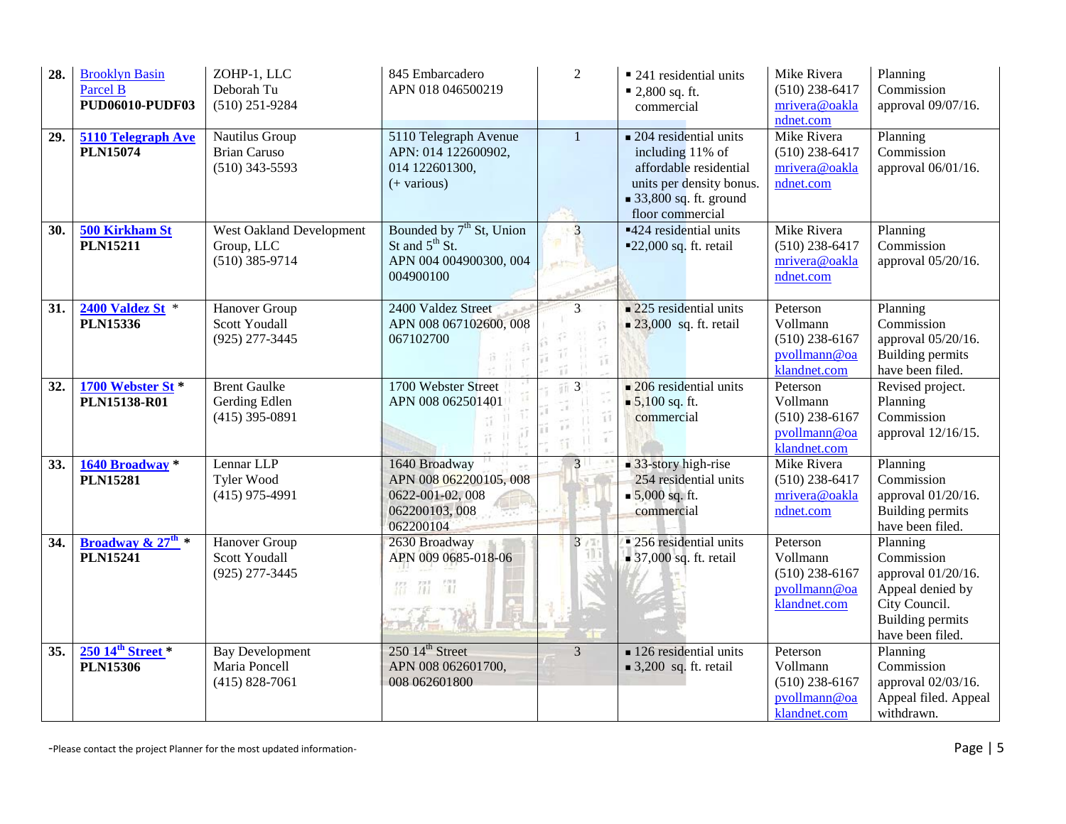| | | | | | | | |
|---|---|---|---|---|---|---|---|
| **28.** | Brooklyn Basin Parcel B **PUD06010-PUDF03** | ZOHP-1, LLC Deborah Tu (510) 251-9284 | 845 Embarcadero APN 018 046500219 | 2 | ▪ 241 residential units ▪ 2,800 sq. ft. commercial | Mike Rivera (510) 238-6417 mrivera@oaklandnet.com | Planning Commission approval 09/07/16. |
| **29.** | **5110 Telegraph Ave PLN15074** | Nautilus Group Brian Caruso (510) 343-5593 | 5110 Telegraph Avenue APN: 014 122600902, 014 122601300, (+ various) | 1 | ▪ 204 residential units including 11% of affordable residential units per density bonus. ▪ 33,800 sq. ft. ground floor commercial | Mike Rivera (510) 238-6417 mrivera@oaklandnet.com | Planning Commission approval 06/01/16. |
| **30.** | **500 Kirkham St PLN15211** | West Oakland Development Group, LLC (510) 385-9714 | Bounded by 7th St, Union St and 5th St. APN 004 004900300, 004 004900100 | 3 | ▪424 residential units ▪22,000 sq. ft. retail | Mike Rivera (510) 238-6417 mrivera@oaklandnet.com | Planning Commission approval 05/20/16. |
| **31.** | **2400 Valdez St** * **PLN15336** | Hanover Group Scott Youdall (925) 277-3445 | 2400 Valdez Street APN 008 067102600, 008 067102700 | 3 | ▪ 225 residential units ▪ 23,000 sq. ft. retail | Peterson Vollmann (510) 238-6167 pvollmann@oaklandnet.com | Planning Commission approval 05/20/16. Building permits have been filed. |
| **32.** | **1700 Webster St * PLN15138-R01** | Brent Gaulke Gerding Edlen (415) 395-0891 | 1700 Webster Street APN 008 062501401 | 3 | ▪ 206 residential units ▪ 5,100 sq. ft. commercial | Peterson Vollmann (510) 238-6167 pvollmann@oaklandnet.com | Revised project. Planning Commission approval 12/16/15. |
| **33.** | **1640 Broadway * PLN15281** | Lennar LLP Tyler Wood (415) 975-4991 | 1640 Broadway APN 008 062200105, 008 0622-001-02, 008 062200103, 008 062200104 | 3 | ▪ 33-story high-rise 254 residential units ▪ 5,000 sq. ft. commercial | Mike Rivera (510) 238-6417 mrivera@oaklandnet.com | Planning Commission approval 01/20/16. Building permits have been filed. |
| **34.** | **Broadway & 27th * PLN15241** | Hanover Group Scott Youdall (925) 277-3445 | 2630 Broadway APN 009 0685-018-06 | 3 | ▪ 256 residential units ▪ 37,000 sq. ft. retail | Peterson Vollmann (510) 238-6167 pvollmann@oaklandnet.com | Planning Commission approval 01/20/16. Appeal denied by City Council. Building permits have been filed. |
| **35.** | **250 14th Street * PLN15306** | Bay Development Maria Poncell (415) 828-7061 | 250 14th Street APN 008 062601700, 008 062601800 | 3 | ▪ 126 residential units ▪ 3,200 sq. ft. retail | Peterson Vollmann (510) 238-6167 pvollmann@oaklandnet.com | Planning Commission approval 02/03/16. Appeal filed. Appeal withdrawn. |

-Please contact the project Planner for the most updated information-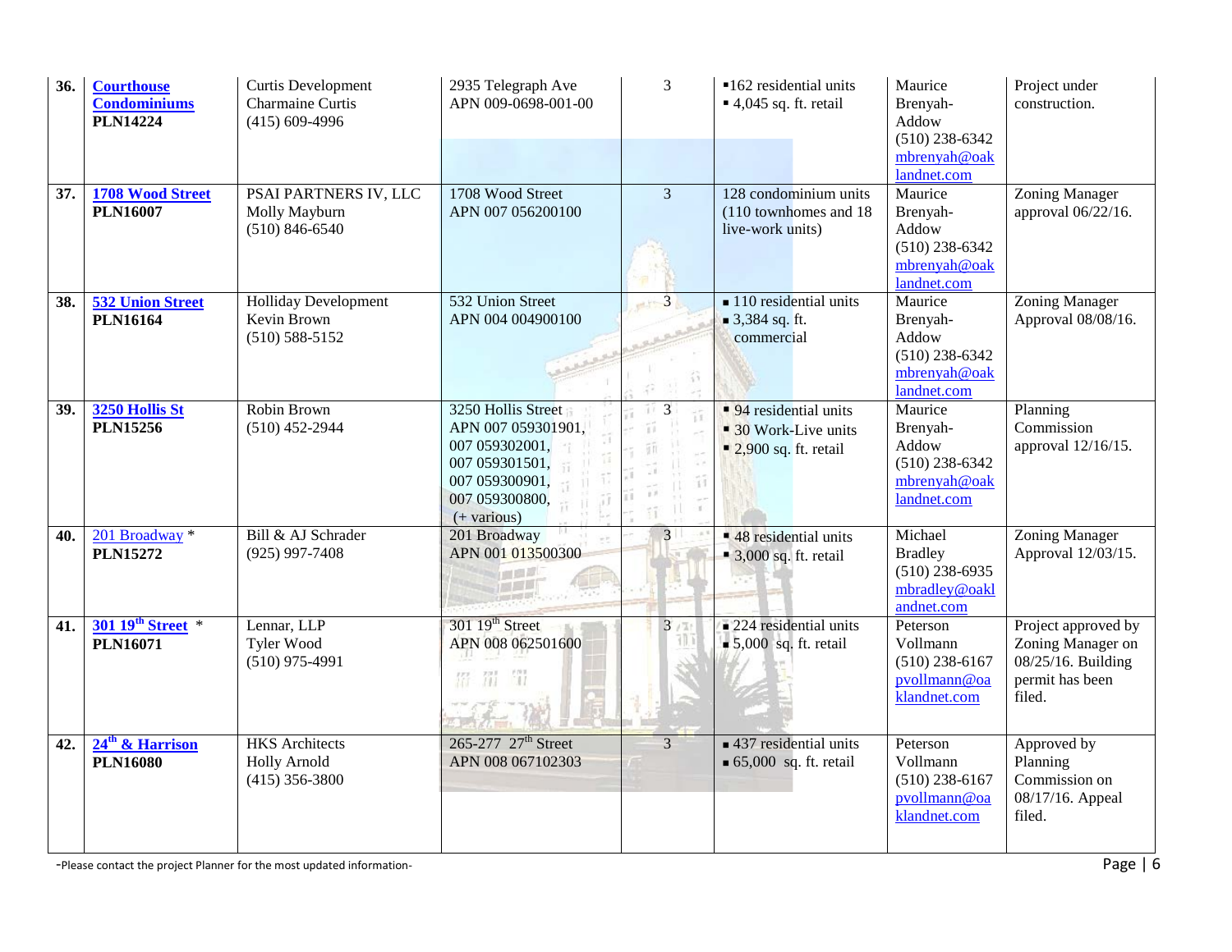| | | | | | | | |
|---|---|---|---|---|---|---|---|
| **36.** | **Courthouse Condominiums** **PLN14224** | Curtis Development Charmaine Curtis (415) 609-4996 | 2935 Telegraph Ave APN 009-0698-001-00 | 3 | ▪162 residential units ▪ 4,045 sq. ft. retail | Maurice Brenyah-Addow (510) 238-6342 mbrenyah@oaklandnet.com | Project under construction. |
| **37.** | **1708 Wood Street** **PLN16007** | PSAI PARTNERS IV, LLC Molly Mayburn (510) 846-6540 | 1708 Wood Street APN 007 056200100 | 3 | 128 condominium units (110 townhomes and 18 live-work units) | Maurice Brenyah-Addow (510) 238-6342 mbrenyah@oaklandnet.com | Zoning Manager approval 06/22/16. |
| **38.** | **532 Union Street** **PLN16164** | Holliday Development Kevin Brown (510) 588-5152 | 532 Union Street APN 004 004900100 | 3 | ▪ 110 residential units ▪ 3,384 sq. ft. commercial | Maurice Brenyah-Addow (510) 238-6342 mbrenyah@oaklandnet.com | Zoning Manager Approval 08/08/16. |
| **39.** | **3250 Hollis St** **PLN15256** | Robin Brown (510) 452-2944 | 3250 Hollis Street APN 007 059301901, 007 059302001, 007 059301501, 007 059300901, 007 059300800, (+ various) | 3 | ▪ 94 residential units ▪ 30 Work-Live units ▪ 2,900 sq. ft. retail | Maurice Brenyah-Addow (510) 238-6342 mbrenyah@oaklandnet.com | Planning Commission approval 12/16/15. |
| **40.** | 201 Broadway * **PLN15272** | Bill & AJ Schrader (925) 997-7408 | 201 Broadway APN 001 013500300 | 3 | ▪ 48 residential units ▪ 3,000 sq. ft. retail | Michael Bradley (510) 238-6935 mbradley@oaklandnet.com | Zoning Manager Approval 12/03/15. |
| **41.** | **301 19th Street** * **PLN16071** | Lennar, LLP Tyler Wood (510) 975-4991 | 301 19th Street APN 008 062501600 | 3 | ▪ 224 residential units ▪ 5,000 sq. ft. retail | Peterson Vollmann (510) 238-6167 pvollmann@oaklandnet.com | Project approved by Zoning Manager on 08/25/16. Building permit has been filed. |
| **42.** | **24th & Harrison** **PLN16080** | HKS Architects Holly Arnold (415) 356-3800 | 265-277 27th Street APN 008 067102303 | 3 | ▪ 437 residential units ▪ 65,000 sq. ft. retail | Peterson Vollmann (510) 238-6167 pvollmann@oaklandnet.com | Approved by Planning Commission on 08/17/16. Appeal filed. |

-Please contact the project Planner for the most updated information-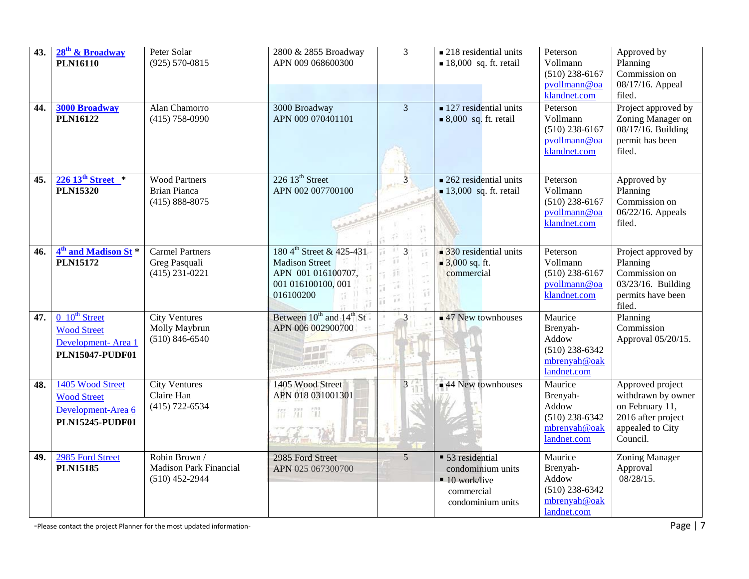| | | | | | | | |
|---|---|---|---|---|---|---|---|
| **43.** | **28th & Broadway** **PLN16110** | Peter Solar (925) 570-0815 | 2800 & 2855 Broadway APN 009 068600300 | 3 | ▪ 218 residential units ▪ 18,000 sq. ft. retail | Peterson Vollmann (510) 238-6167 pvollmann@oaklandnet.com | Approved by Planning Commission on 08/17/16. Appeal filed. |
| **44.** | **3000 Broadway** **PLN16122** | Alan Chamorro (415) 758-0990 | 3000 Broadway APN 009 070401101 | 3 | ▪ 127 residential units ▪ 8,000 sq. ft. retail | Peterson Vollmann (510) 238-6167 pvollmann@oaklandnet.com | Project approved by Zoning Manager on 08/17/16. Building permit has been filed. |
| **45.** | **226 13th Street** * **PLN15320** | Wood Partners Brian Pianca (415) 888-8075 | 226 13th Street APN 002 007700100 | 3 | ▪ 262 residential units ▪ 13,000 sq. ft. retail | Peterson Vollmann (510) 238-6167 pvollmann@oaklandnet.com | Approved by Planning Commission on 06/22/16. Appeals filed. |
| **46.** | **4th and Madison St** * **PLN15172** | Carmel Partners Greg Pasquali (415) 231-0221 | 180 4th Street & 425-431 Madison Street APN 001 016100707, 001 016100100, 001 016100200 | 3 | ▪ 330 residential units ▪ 3,000 sq. ft. commercial | Peterson Vollmann (510) 238-6167 pvollmann@oaklandnet.com | Project approved by Planning Commission on 03/23/16. Building permits have been filed. |
| **47.** | 0 10th Street Wood Street Development- Area 1 **PLN15047-PUDF01** | City Ventures Molly Maybrun (510) 846-6540 | Between 10th and 14th St APN 006 002900700 | 3 | ▪ 47 New townhouses | Maurice Brenyah-Addow (510) 238-6342 mbrenyah@oaklandnet.com | Planning Commission Approval 05/20/15. |
| **48.** | 1405 Wood Street Wood Street Development-Area 6 **PLN15245-PUDF01** | City Ventures Claire Han (415) 722-6534 | 1405 Wood Street APN 018 031001301 | 3 | ▪ 44 New townhouses | Maurice Brenyah-Addow (510) 238-6342 mbrenyah@oaklandnet.com | Approved project withdrawn by owner on February 11, 2016 after project appealed to City Council. |
| **49.** | 2985 Ford Street **PLN15185** | Robin Brown / Madison Park Financial (510) 452-2944 | 2985 Ford Street APN 025 067300700 | 5 | ▪ 53 residential condominium units ▪ 10 work/live commercial condominium units | Maurice Brenyah-Addow (510) 238-6342 mbrenyah@oaklandnet.com | Zoning Manager Approval 08/28/15. |

-Please contact the project Planner for the most updated information-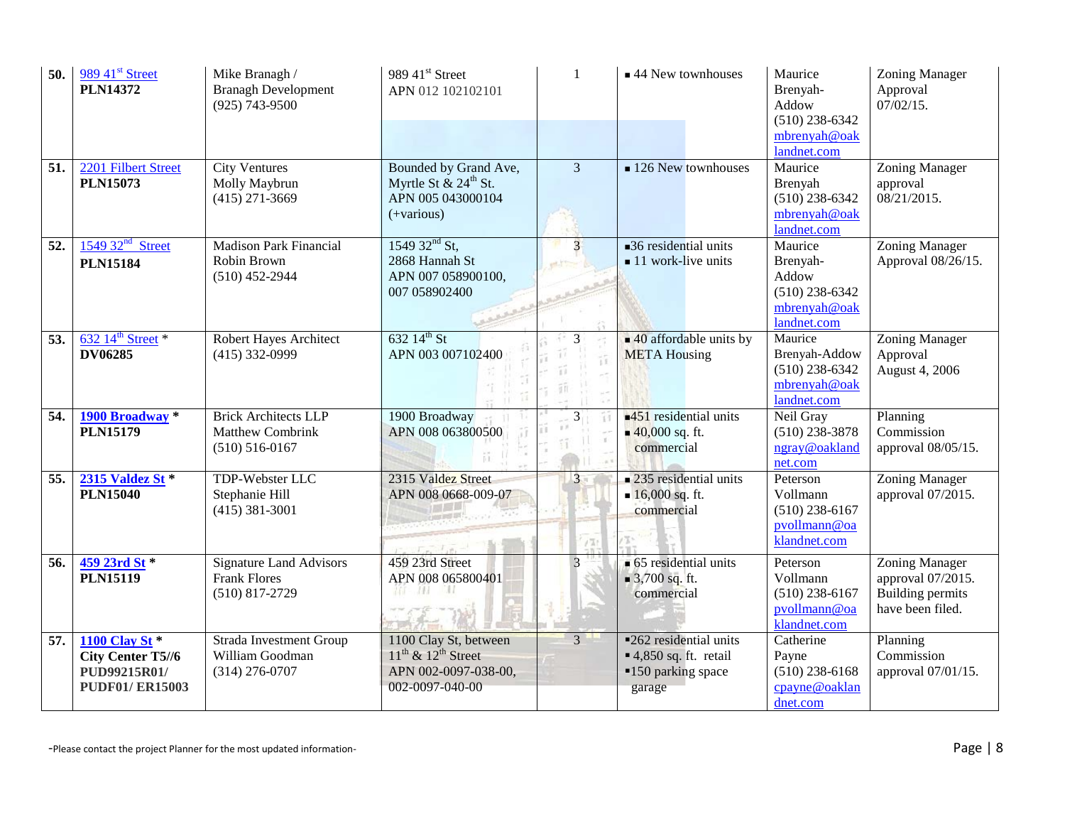| | | | | | | | |
|---|---|---|---|---|---|---|---|
| **50.** | 989 41st Street **PLN14372** | Mike Branagh / Branagh Development (925) 743-9500 | 989 41st Street APN 012 102102101 | 1 | ▪ 44 New townhouses | Maurice Brenyah-Addow (510) 238-6342 mbrenyah@oaklandnet.com | Zoning Manager Approval 07/02/15. |
| **51.** | 2201 Filbert Street **PLN15073** | City Ventures Molly Maybrun (415) 271-3669 | Bounded by Grand Ave, Myrtle St & 24th St. APN 005 043000104 (+various) | 3 | ▪ 126 New townhouses | Maurice Brenyah (510) 238-6342 mbrenyah@oaklandnet.com | Zoning Manager approval 08/21/2015. |
| **52.** | 1549 32nd Street **PLN15184** | Madison Park Financial Robin Brown (510) 452-2944 | 1549 32nd St, 2868 Hannah St APN 007 058900100, 007 058902400 | 3 | ▪36 residential units ▪ 11 work-live units | Maurice Brenyah-Addow (510) 238-6342 mbrenyah@oaklandnet.com | Zoning Manager Approval 08/26/15. |
| **53.** | 632 14th Street * **DV06285** | Robert Hayes Architect (415) 332-0999 | 632 14th St APN 003 007102400 | 3 | ▪ 40 affordable units by META Housing | Maurice Brenyah-Addow (510) 238-6342 mbrenyah@oaklandnet.com | Zoning Manager Approval August 4, 2006 |
| **54.** | **1900 Broadway** * **PLN15179** | Brick Architects LLP Matthew Combrink (510) 516-0167 | 1900 Broadway APN 008 063800500 | 3 | ▪451 residential units ▪ 40,000 sq. ft. commercial | Neil Gray (510) 238-3878 ngray@oaklandnet.com | Planning Commission approval 08/05/15. |
| **55.** | **2315 Valdez St** * **PLN15040** | TDP-Webster LLC Stephanie Hill (415) 381-3001 | 2315 Valdez Street APN 008 0668-009-07 | 3 | ▪ 235 residential units ▪ 16,000 sq. ft. commercial | Peterson Vollmann (510) 238-6167 pvollmann@oaklandnet.com | Zoning Manager approval 07/2015. |
| **56.** | **459 23rd St** * **PLN15119** | Signature Land Advisors Frank Flores (510) 817-2729 | 459 23rd Street APN 008 065800401 | 3 | ▪ 65 residential units ▪ 3,700 sq. ft. commercial | Peterson Vollmann (510) 238-6167 pvollmann@oaklandnet.com | Zoning Manager approval 07/2015. Building permits have been filed. |
| **57.** | **1100 Clay St** * **City Center T5//6 PUD99215R01/ PUDF01/ ER15003** | Strada Investment Group William Goodman (314) 276-0707 | 1100 Clay St, between 11th & 12th Street APN 002-0097-038-00, 002-0097-040-00 | 3 | ▪262 residential units ▪ 4,850 sq. ft. retail ▪150 parking space garage | Catherine Payne (510) 238-6168 cpayne@oaklandnet.com | Planning Commission approval 07/01/15. |

-Please contact the project Planner for the most updated information-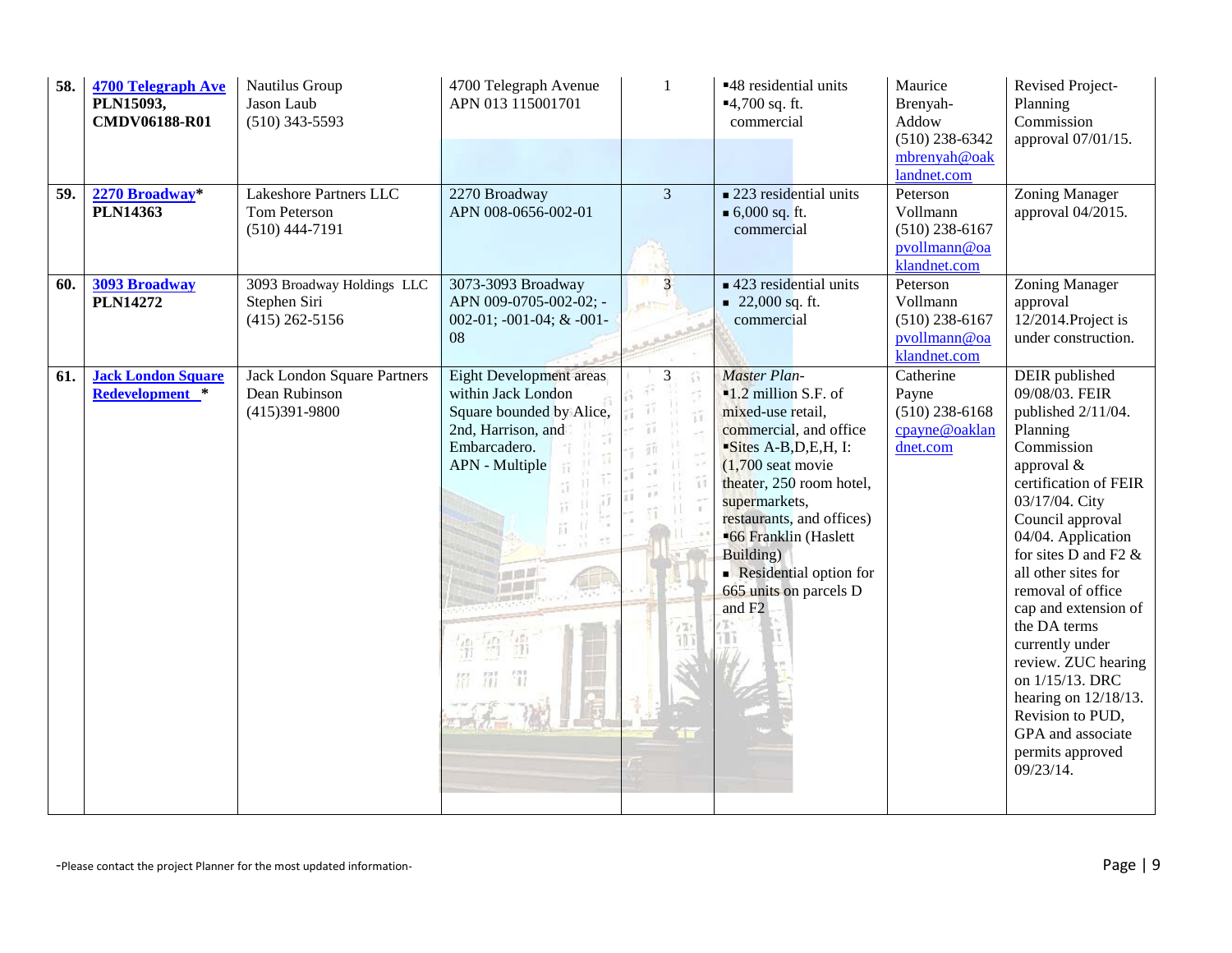| 58. | **4700 Telegraph Ave** PLN15093, CMDV06188-R01 | Nautilus Group Jason Laub (510) 343-5593 | 4700 Telegraph Avenue APN 013 115001701 | 1 | ▪48 residential units ▪4,700 sq. ft. commercial | Maurice Brenyah-Addow (510) 238-6342 mbrenyah@oaklandnet.com | Revised Project-Planning Commission approval 07/01/15. |
|---|---|---|---|---|---|---|---|
| 59. | **2270 Broadway*** PLN14363 | Lakeshore Partners LLC Tom Peterson (510) 444-7191 | 2270 Broadway APN 008-0656-002-01 | 3 | ▪ 223 residential units ▪ 6,000 sq. ft. commercial | Peterson Vollmann (510) 238-6167 pvollmann@oaklandnet.com | Zoning Manager approval 04/2015. |
| 60. | **3093 Broadway** PLN14272 | 3093 Broadway Holdings LLC Stephen Siri (415) 262-5156 | 3073-3093 Broadway APN 009-0705-002-02; -002-01; -001-04; & -001-08 | 3 | ▪ 423 residential units ▪ 22,000 sq. ft. commercial | Peterson Vollmann (510) 238-6167 pvollmann@oaklandnet.com | Zoning Manager approval 12/2014.Project is under construction. |
| 61. | **Jack London Square Redevelopment *** | Jack London Square Partners Dean Rubinson (415)391-9800 | Eight Development areas within Jack London Square bounded by Alice, 2nd, Harrison, and Embarcadero. APN - Multiple | 3 | *Master Plan-* ▪1.2 million S.F. of mixed-use retail, commercial, and office ▪Sites A-B,D,E,H, I: (1,700 seat movie theater, 250 room hotel, supermarkets, restaurants, and offices) ▪66 Franklin (Haslett Building) ▪ Residential option for 665 units on parcels D and F2 | Catherine Payne (510) 238-6168 cpayne@oaklandnet.com | DEIR published 09/08/03. FEIR published 2/11/04. Planning Commission approval & certification of FEIR 03/17/04. City Council approval 04/04. Application for sites D and F2 & all other sites for removal of office cap and extension of the DA terms currently under review. ZUC hearing on 1/15/13. DRC hearing on 12/18/13. Revision to PUD, GPA and associate permits approved 09/23/14. |

-Please contact the project Planner for the most updated information-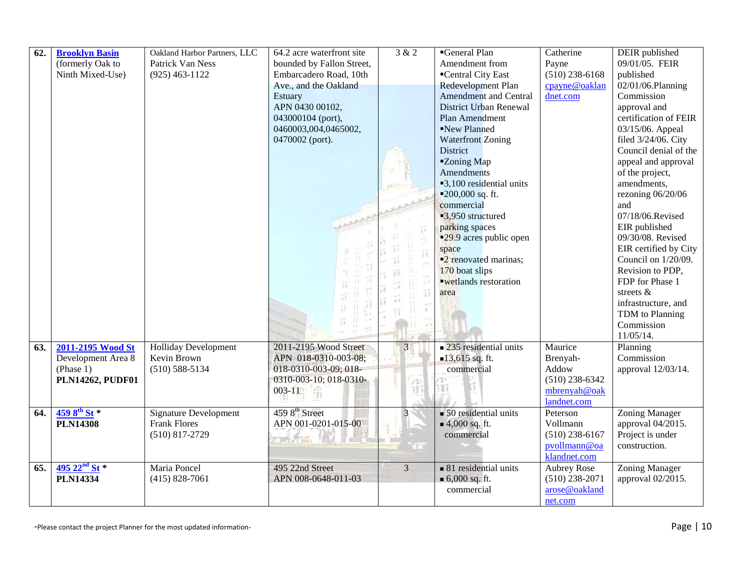| 62. | **Brooklyn Basin** (formerly Oak to Ninth Mixed-Use) | Oakland Harbor Partners, LLC Patrick Van Ness (925) 463-1122 | 64.2 acre waterfront site bounded by Fallon Street, Embarcadero Road, 10th Ave., and the Oakland Estuary APN 0430 00102, 043000104 (port), 0460003,004,0465002, 0470002 (port). | 3 & 2 | ▪General Plan Amendment from ▪Central City East Redevelopment Plan Amendment and Central District Urban Renewal Plan Amendment ▪New Planned Waterfront Zoning District ▪Zoning Map Amendments ▪3,100 residential units ▪200,000 sq. ft. commercial ▪3,950 structured parking spaces ▪29.9 acres public open space ▪2 renovated marinas; 170 boat slips ▪wetlands restoration area | Catherine Payne (510) 238-6168 cpayne@oaklandnet.com | DEIR published 09/01/05. FEIR published 02/01/06.Planning Commission approval and certification of FEIR 03/15/06. Appeal filed 3/24/06. City Council denial of the appeal and approval of the project, amendments, rezoning 06/20/06 and 07/18/06.Revised EIR published 09/30/08. Revised EIR certified by City Council on 1/20/09. Revision to PDP, FDP for Phase 1 streets & infrastructure, and TDM to Planning Commission 11/05/14. |
|---|---|---|---|---|---|---|---|
| 63. | **2011-2195 Wood St** Development Area 8 (Phase 1) **PLN14262, PUDF01** | Holliday Development Kevin Brown (510) 588-5134 | 2011-2195 Wood Street APN 018-0310-003-08; 018-0310-003-09; 018-0310-003-10; 018-0310-003-11 | 3 | ▪ 235 residential units ▪13,615 sq. ft. commercial | Maurice Brenyah-Addow (510) 238-6342 mbrenyah@oaklandnet.com | Planning Commission approval 12/03/14. |
| 64. | **459 8th St** * **PLN14308** | Signature Development Frank Flores (510) 817-2729 | 459 8th Street APN 001-0201-015-00 | 3 | ▪ 50 residential units ▪ 4,000 sq. ft. commercial | Peterson Vollmann (510) 238-6167 pvollmann@oaklandnet.com | Zoning Manager approval 04/2015. Project is under construction. |
| 65. | **495 22nd St** * **PLN14334** | Maria Poncel (415) 828-7061 | 495 22nd Street APN 008-0648-011-03 | 3 | ▪ 81 residential units ▪ 6,000 sq. ft. commercial | Aubrey Rose (510) 238-2071 arose@oaklandnet.com | Zoning Manager approval 02/2015. |

-Please contact the project Planner for the most updated information-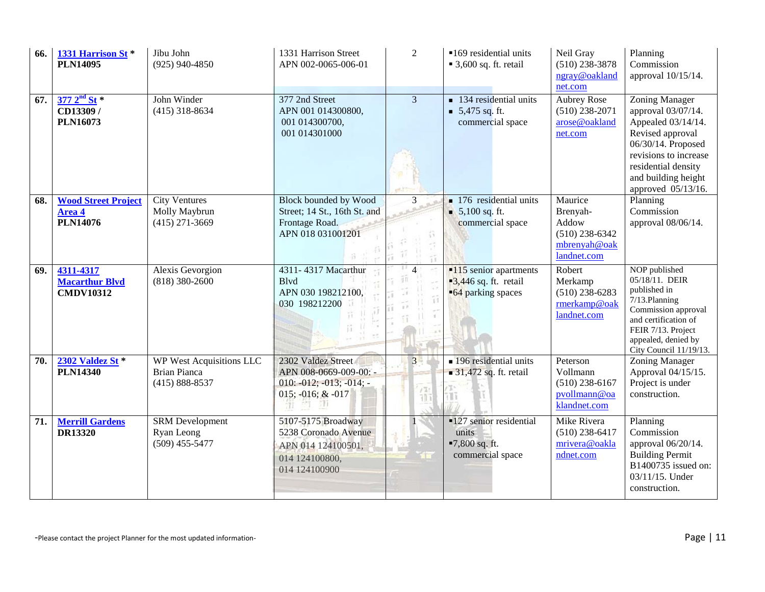| | | | | | | | |
|---|---|---|---|---|---|---|---|
| **66.** | **1331 Harrison St** * **PLN14095** | Jibu John (925) 940-4850 | 1331 Harrison Street APN 002-0065-006-01 | 2 | ▪169 residential units ▪ 3,600 sq. ft. retail | Neil Gray (510) 238-3878 ngray@oaklandnet.com | Planning Commission approval 10/15/14. |
| **67.** | **377 2nd St** * **CD13309 / PLN16073** | John Winder (415) 318-8634 | 377 2nd Street APN 001 014300800, 001 014300700, 001 014301000 | 3 | ▪ 134 residential units ▪ 5,475 sq. ft. commercial space | Aubrey Rose (510) 238-2071 arose@oaklandnet.com | Zoning Manager approval 03/07/14. Appealed 03/14/14. Revised approval 06/30/14. Proposed revisions to increase residential density and building height approved 05/13/16. |
| **68.** | **Wood Street Project Area 4** **PLN14076** | City Ventures Molly Maybrun (415) 271-3669 | Block bounded by Wood Street; 14 St., 16th St. and Frontage Road. APN 018 031001201 | 3 | ▪ 176 residential units ▪ 5,100 sq. ft. commercial space | Maurice Brenyah-Addow (510) 238-6342 mbrenyah@oaklandnet.com | Planning Commission approval 08/06/14. |
| **69.** | **4311-4317 Macarthur Blvd** **CMDV10312** | Alexis Gevorgion (818) 380-2600 | 4311- 4317 Macarthur Blvd APN 030 198212100, 030 198212200 | 4 | ▪115 senior apartments ▪3,446 sq. ft. retail ▪64 parking spaces | Robert Merkamp (510) 238-6283 rmerkamp@oaklandnet.com | NOP published 05/18/11. DEIR published in 7/13.Planning Commission approval and certification of FEIR 7/13. Project appealed, denied by City Council 11/19/13. |
| **70.** | **2302 Valdez St** * **PLN14340** | WP West Acquisitions LLC Brian Pianca (415) 888-8537 | 2302 Valdez Street APN 008-0669-009-00: -010: -012; -013; -014; -015; -016; & -017 | 3 | ▪ 196 residential units ▪ 31,472 sq. ft. retail | Peterson Vollmann (510) 238-6167 pvollmann@oaklandnet.com | Zoning Manager Approval 04/15/15. Project is under construction. |
| **71.** | **Merrill Gardens** **DR13320** | SRM Development Ryan Leong (509) 455-5477 | 5107-5175 Broadway 5238 Coronado Avenue APN 014 124100501, 014 124100800, 014 124100900 | 1 | ▪127 senior residential units ▪7,800 sq. ft. commercial space | Mike Rivera (510) 238-6417 mrivera@oaklandnet.com | Planning Commission approval 06/20/14. Building Permit B1400735 issued on: 03/11/15. Under construction. |

-Please contact the project Planner for the most updated information-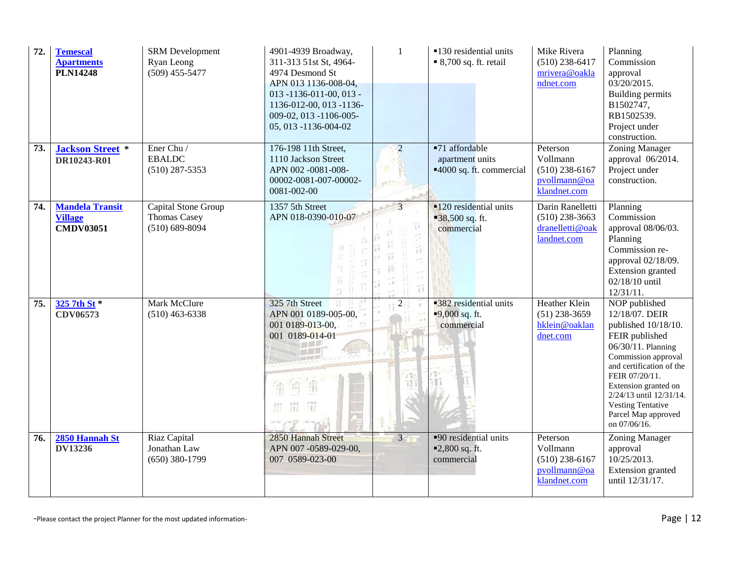| 72. | **Temescal Apartments** **PLN14248** | SRM Development Ryan Leong (509) 455-5477 | 4901-4939 Broadway, 311-313 51st St, 4964-4974 Desmond St APN 013 1136-008-04, 013 -1136-011-00, 013 -1136-012-00, 013 -1136-009-02, 013 -1106-005-05, 013 -1136-004-02 | 1 | ▪130 residential units ▪ 8,700 sq. ft. retail | Mike Rivera (510) 238-6417 mrivera@oaklandnet.com | Planning Commission approval 03/20/2015. Building permits B1502747, RB1502539. Project under construction. |
|---|---|---|---|---|---|---|---|
| 73. | **Jackson Street** * **DR10243-R01** | Ener Chu / EBALDC (510) 287-5353 | 176-198 11th Street, 1110 Jackson Street APN 002 -0081-008-00002-0081-007-00002-0081-002-00 | 2 | ▪71 affordable apartment units ▪4000 sq. ft. commercial | Peterson Vollmann (510) 238-6167 pvollmann@oaklandnet.com | Zoning Manager approval 06/2014. Project under construction. |
| 74. | **Mandela Transit Village** **CMDV03051** | Capital Stone Group Thomas Casey (510) 689-8094 | 1357 5th Street APN 018-0390-010-07 | 3 | ▪120 residential units ▪38,500 sq. ft. commercial | Darin Ranelletti (510) 238-3663 dranelletti@oaklandnet.com | Planning Commission approval 08/06/03. Planning Commission re-approval 02/18/09. Extension granted 02/18/10 until 12/31/11. |
| 75. | **325 7th St** * **CDV06573** | Mark McClure (510) 463-6338 | 325 7th Street APN 001 0189-005-00, 001 0189-013-00, 001 0189-014-01 | 2 | ▪382 residential units ▪9,000 sq. ft. commercial | Heather Klein (51) 238-3659 hklein@oaklandnet.com | NOP published 12/18/07. DEIR published 10/18/10. FEIR published 06/30/11. Planning Commission approval and certification of the FEIR 07/20/11. Extension granted on 2/24/13 until 12/31/14. Vesting Tentative Parcel Map approved on 07/06/16. |
| 76. | **2850 Hannah St** **DV13236** | Riaz Capital Jonathan Law (650) 380-1799 | 2850 Hannah Street APN 007 -0589-029-00, 007 0589-023-00 | 3 | ▪90 residential units ▪2,800 sq. ft. commercial | Peterson Vollmann (510) 238-6167 pvollmann@oaklandnet.com | Zoning Manager approval 10/25/2013. Extension granted until 12/31/17. |

-Please contact the project Planner for the most updated information-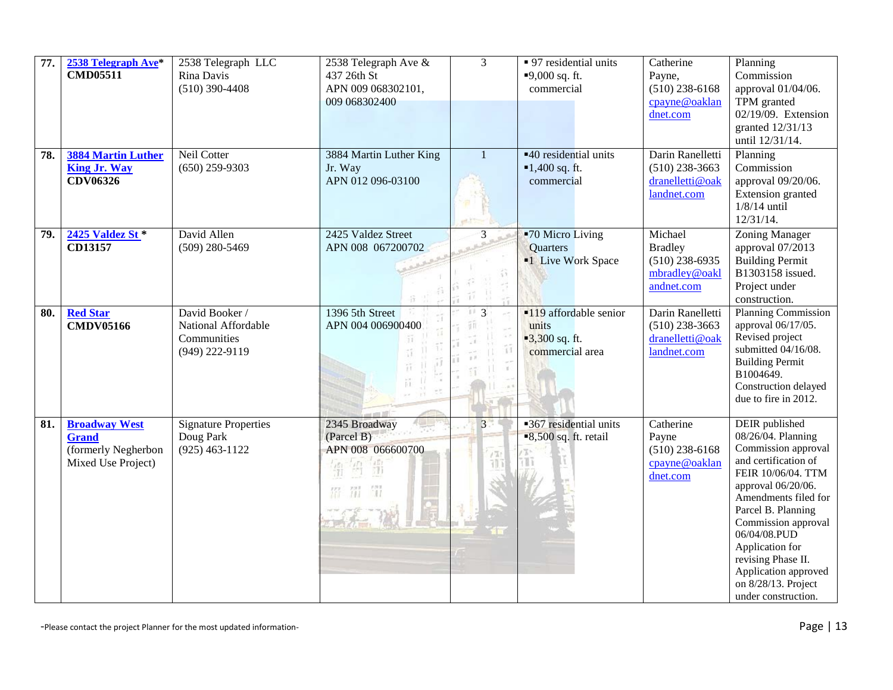| 77. | **2538 Telegraph Ave*** **CMD05511** | 2538 Telegraph LLC Rina Davis (510) 390-4408 | 2538 Telegraph Ave & 437 26th St APN 009 068302101, 009 068302400 | 3 | ▪ 97 residential units ▪9,000 sq. ft. commercial | Catherine Payne, (510) 238-6168 cpayne@oaklandnet.com | Planning Commission approval 01/04/06. TPM granted 02/19/09. Extension granted 12/31/13 until 12/31/14. |
|---|---|---|---|---|---|---|---|
| 78. | **3884 Martin Luther King Jr. Way** **CDV06326** | Neil Cotter (650) 259-9303 | 3884 Martin Luther King Jr. Way APN 012 096-03100 | 1 | ▪40 residential units ▪1,400 sq. ft. commercial | Darin Ranelletti (510) 238-3663 dranelletti@oaklandnet.com | Planning Commission approval 09/20/06. Extension granted 1/8/14 until 12/31/14. |
| 79. | **2425 Valdez St *** **CD13157** | David Allen (509) 280-5469 | 2425 Valdez Street APN 008 067200702 | 3 | ▪70 Micro Living Quarters ▪1 Live Work Space | Michael Bradley (510) 238-6935 mbradley@oaklandnet.com | Zoning Manager approval 07/2013 Building Permit B1303158 issued. Project under construction. |
| 80. | **Red Star** **CMDV05166** | David Booker / National Affordable Communities (949) 222-9119 | 1396 5th Street APN 004 006900400 | 3 | ▪119 affordable senior units ▪3,300 sq. ft. commercial area | Darin Ranelletti (510) 238-3663 dranelletti@oaklandnet.com | Planning Commission approval 06/17/05. Revised project submitted 04/16/08. Building Permit B1004649. Construction delayed due to fire in 2012. |
| 81. | **Broadway West Grand** (formerly Negherbon Mixed Use Project) | Signature Properties Doug Park (925) 463-1122 | 2345 Broadway (Parcel B) APN 008 066600700 | 3 | ▪367 residential units ▪8,500 sq. ft. retail | Catherine Payne (510) 238-6168 cpayne@oaklandnet.com | DEIR published 08/26/04. Planning Commission approval and certification of FEIR 10/06/04. TTM approval 06/20/06. Amendments filed for Parcel B. Planning Commission approval 06/04/08.PUD Application for revising Phase II. Application approved on 8/28/13. Project under construction. |

-Please contact the project Planner for the most updated information-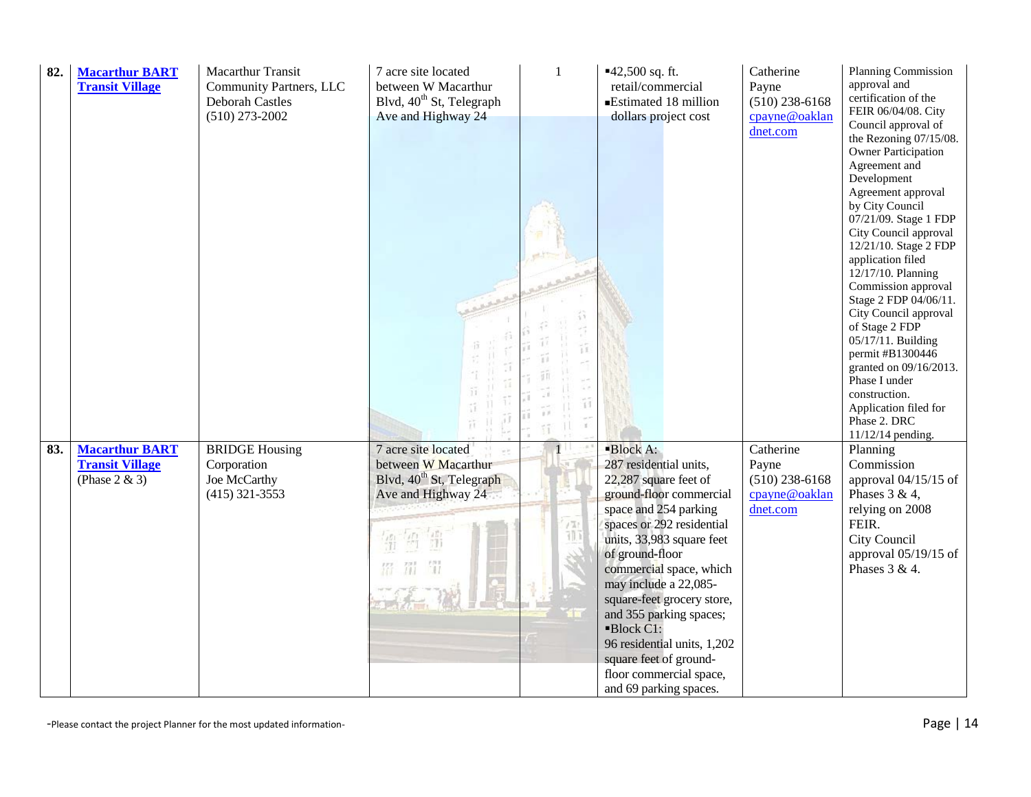| 82. | **Macarthur BART Transit Village** | Macarthur Transit Community Partners, LLC Deborah Castles (510) 273-2002 | 7 acre site located between W Macarthur Blvd, 40th St, Telegraph Ave and Highway 24 | 1 | ▪42,500 sq. ft. retail/commercial ▪Estimated 18 million dollars project cost | Catherine Payne (510) 238-6168 cpayne@oaklandnet.com | Planning Commission approval and certification of the FEIR 06/04/08. City Council approval of the Rezoning 07/15/08. Owner Participation Agreement and Development Agreement approval by City Council 07/21/09. Stage 1 FDP City Council approval 12/21/10. Stage 2 FDP application filed 12/17/10. Planning Commission approval Stage 2 FDP 04/06/11. City Council approval of Stage 2 FDP 05/17/11. Building permit #B1300446 granted on 09/16/2013. Phase I under construction. Application filed for Phase 2. DRC 11/12/14 pending. |
|---|---|---|---|---|---|---|---|
| 83. | **Macarthur BART Transit Village** (Phase 2 & 3) | BRIDGE Housing Corporation Joe McCarthy (415) 321-3553 | 7 acre site located between W Macarthur Blvd, 40th St, Telegraph Ave and Highway 24 | 1 | ▪Block A: 287 residential units, 22,287 square feet of ground-floor commercial space and 254 parking spaces or 292 residential units, 33,983 square feet of ground-floor commercial space, which may include a 22,085-square-feet grocery store, and 355 parking spaces; ▪Block C1: 96 residential units, 1,202 square feet of ground-floor commercial space, and 69 parking spaces. | Catherine Payne (510) 238-6168 cpayne@oaklandnet.com | Planning Commission approval 04/15/15 of Phases 3 & 4, relying on 2008 FEIR. City Council approval 05/19/15 of Phases 3 & 4. |

-Please contact the project Planner for the most updated information-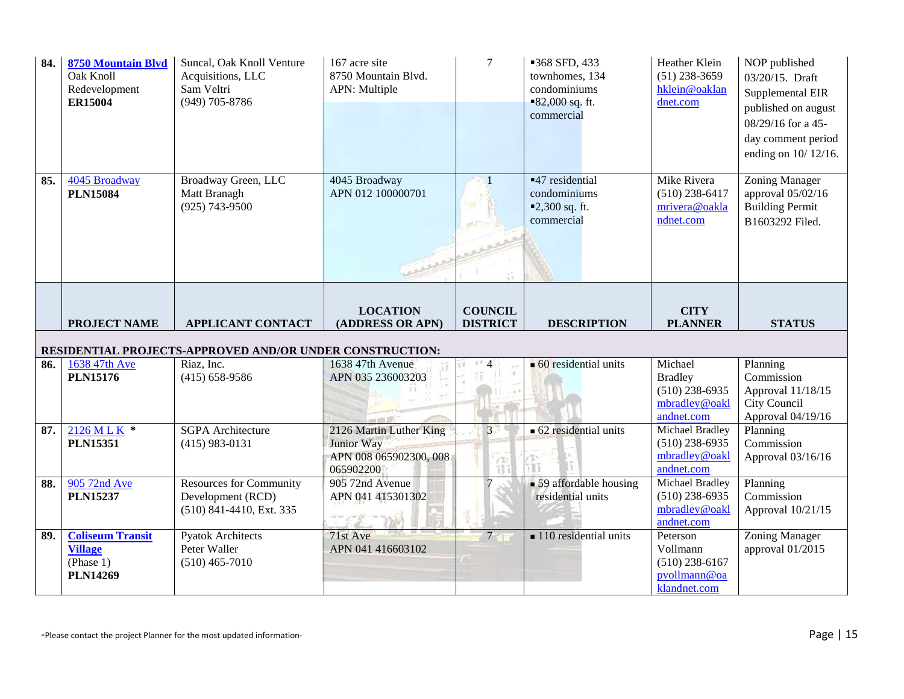| | | | | | | | |
|---|---|---|---|---|---|---|---|
| **84.** | **8750 Mountain Blvd** Oak Knoll Redevelopment **ER15004** | Suncal, Oak Knoll Venture Acquisitions, LLC Sam Veltri (949) 705-8786 | 167 acre site 8750 Mountain Blvd. APN: Multiple | 7 | ▪368 SFD, 433 townhomes, 134 condominiums ▪82,000 sq. ft. commercial | Heather Klein (51) 238-3659 hklein@oaklandnet.com | NOP published 03/20/15. Draft Supplemental EIR published on august 08/29/16 for a 45-day comment period ending on 10/ 12/16. |
| **85.** | 4045 Broadway **PLN15084** | Broadway Green, LLC Matt Branagh (925) 743-9500 | 4045 Broadway APN 012 100000701 | 1 | ▪47 residential condominiums ▪2,300 sq. ft. commercial | Mike Rivera (510) 238-6417 mrivera@oaklandnet.com | Zoning Manager approval 05/02/16 Building Permit B1603292 Filed. |
| | **PROJECT NAME** | **APPLICANT CONTACT** | **LOCATION (ADDRESS OR APN)** | **COUNCIL DISTRICT** | **DESCRIPTION** | **CITY PLANNER** | **STATUS** |
| | **RESIDENTIAL PROJECTS-APPROVED AND/OR UNDER CONSTRUCTION:** | | | | | | |
| **86.** | 1638 47th Ave **PLN15176** | Riaz, Inc. (415) 658-9586 | 1638 47th Avenue APN 035 236003203 | 4 | ▪ 60 residential units | Michael Bradley (510) 238-6935 mbradley@oaklandnet.com | Planning Commission Approval 11/18/15 City Council Approval 04/19/16 |
| **87.** | 2126 M L K * **PLN15351** | SGPA Architecture (415) 983-0131 | 2126 Martin Luther King Junior Way APN 008 065902300, 008 065902200 | 3 | ▪ 62 residential units | Michael Bradley (510) 238-6935 mbradley@oaklandnet.com | Planning Commission Approval 03/16/16 |
| **88.** | 905 72nd Ave **PLN15237** | Resources for Community Development (RCD) (510) 841-4410, Ext. 335 | 905 72nd Avenue APN 041 415301302 | 7 | ▪ 59 affordable housing residential units | Michael Bradley (510) 238-6935 mbradley@oaklandnet.com | Planning Commission Approval 10/21/15 |
| **89.** | **Coliseum Transit Village** (Phase 1) **PLN14269** | Pyatok Architects Peter Waller (510) 465-7010 | 71st Ave APN 041 416603102 | 7 | ▪ 110 residential units | Peterson Vollmann (510) 238-6167 pvollmann@oaklandnet.com | Zoning Manager approval 01/2015 |

-Please contact the project Planner for the most updated information-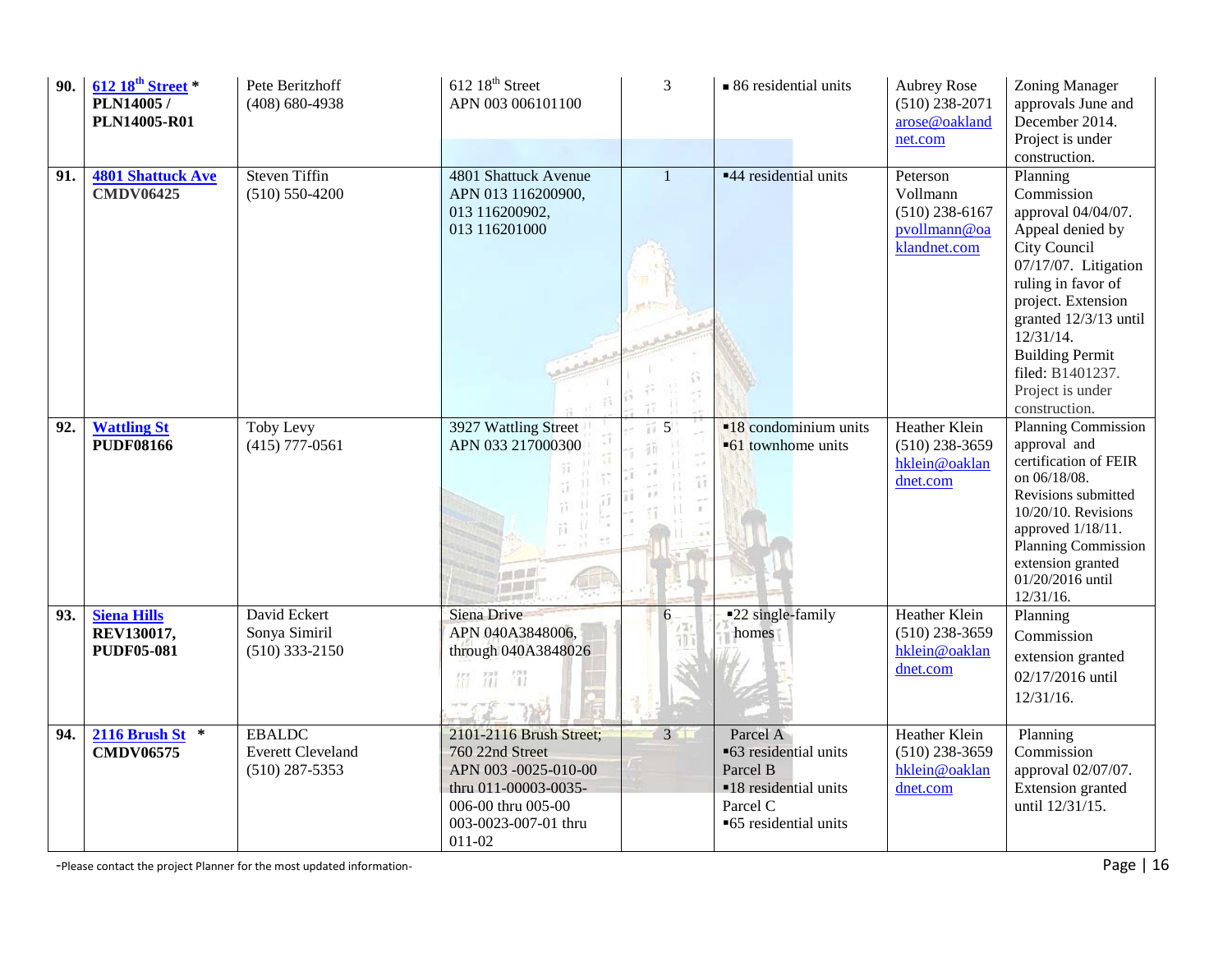| | | | | | | | |
|---|---|---|---|---|---|---|---|
| **90.** | **612 18th Street** * **PLN14005 / PLN14005-R01** | Pete Beritzhoff (408) 680-4938 | 612 18th Street APN 003 006101100 | 3 | ▪ 86 residential units | Aubrey Rose (510) 238-2071 arose@oaklandnet.com | Zoning Manager approvals June and December 2014. Project is under construction. |
| **91.** | **4801 Shattuck Ave CMDV06425** | Steven Tiffin (510) 550-4200 | 4801 Shattuck Avenue APN 013 116200900, 013 116200902, 013 116201000 | 1 | ▪44 residential units | Peterson Vollmann (510) 238-6167 pvollmann@oaklandnet.com | Planning Commission approval 04/04/07. Appeal denied by City Council 07/17/07. Litigation ruling in favor of project. Extension granted 12/3/13 until 12/31/14. Building Permit filed: B1401237. Project is under construction. |
| **92.** | **Wattling St PUDF08166** | Toby Levy (415) 777-0561 | 3927 Wattling Street APN 033 217000300 | 5 | ▪18 condominium units ▪61 townhome units | Heather Klein (510) 238-3659 hklein@oaklandnet.com | Planning Commission approval and certification of FEIR on 06/18/08. Revisions submitted 10/20/10. Revisions approved 1/18/11. Planning Commission extension granted 01/20/2016 until 12/31/16. |
| **93.** | **Siena Hills REV130017, PUDF05-081** | David Eckert Sonya Simiril (510) 333-2150 | Siena Drive APN 040A3848006, through 040A3848026 | 6 | ▪22 single-family homes | Heather Klein (510) 238-3659 hklein@oaklandnet.com | Planning Commission extension granted 02/17/2016 until 12/31/16. |
| **94.** | **2116 Brush St** * **CMDV06575** | EBALDC Everett Cleveland (510) 287-5353 | 2101-2116 Brush Street; 760 22nd Street APN 003 -0025-010-00 thru 011-00003-0035-006-00 thru 005-00 003-0023-007-01 thru 011-02 | 3 | Parcel A ▪63 residential units Parcel B ▪18 residential units Parcel C ▪65 residential units | Heather Klein (510) 238-3659 hklein@oaklandnet.com | Planning Commission approval 02/07/07. Extension granted until 12/31/15. |

-Please contact the project Planner for the most updated information-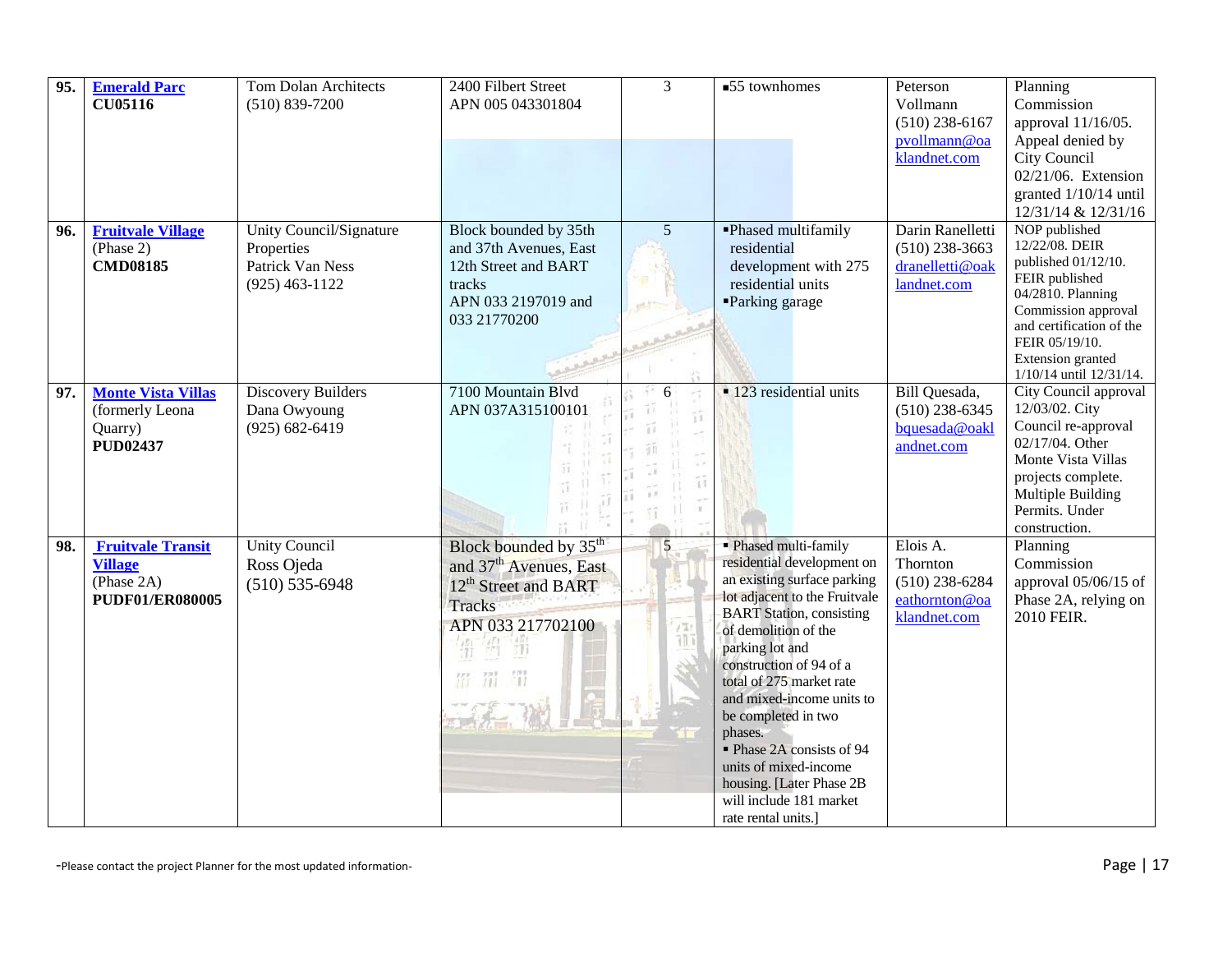| | | | | | | | |
|---|---|---|---|---|---|---|---|
| **95.** | **Emerald Parc** **CU05116** | Tom Dolan Architects (510) 839-7200 | 2400 Filbert Street APN 005 043301804 | 3 | ▪55 townhomes | Peterson Vollmann (510) 238-6167 pvollmann@oaklandnet.com | Planning Commission approval 11/16/05. Appeal denied by City Council 02/21/06. Extension granted 1/10/14 until 12/31/14 & 12/31/16 |
| **96.** | **Fruitvale Village** (Phase 2) **CMD08185** | Unity Council/Signature Properties Patrick Van Ness (925) 463-1122 | Block bounded by 35th and 37th Avenues, East 12th Street and BART tracks APN 033 2197019 and 033 21770200 | 5 | ▪Phased multifamily residential development with 275 residential units ▪Parking garage | Darin Ranelletti (510) 238-3663 dranelletti@oaklandnet.com | NOP published 12/22/08. DEIR published 01/12/10. FEIR published 04/2810. Planning Commission approval and certification of the FEIR 05/19/10. Extension granted 1/10/14 until 12/31/14. |
| **97.** | **Monte Vista Villas** (formerly Leona Quarry) **PUD02437** | Discovery Builders Dana Owyoung (925) 682-6419 | 7100 Mountain Blvd APN 037A315100101 | 6 | ▪ 123 residential units | Bill Quesada, (510) 238-6345 bquesada@oaklandnet.com | City Council approval 12/03/02. City Council re-approval 02/17/04. Other Monte Vista Villas projects complete. Multiple Building Permits. Under construction. |
| **98.** | **Fruitvale Transit Village** (Phase 2A) **PUDF01/ER080005** | Unity Council Ross Ojeda (510) 535-6948 | Block bounded by 35th and 37th Avenues, East 12th Street and BART Tracks APN 033 217702100 | 5 | ▪ Phased multi-family residential development on an existing surface parking lot adjacent to the Fruitvale BART Station, consisting of demolition of the parking lot and construction of 94 of a total of 275 market rate and mixed-income units to be completed in two phases. ▪ Phase 2A consists of 94 units of mixed-income housing. [Later Phase 2B will include 181 market rate rental units.] | Elois A. Thornton (510) 238-6284 eathornton@oaklandnet.com | Planning Commission approval 05/06/15 of Phase 2A, relying on 2010 FEIR. |

-Please contact the project Planner for the most updated information-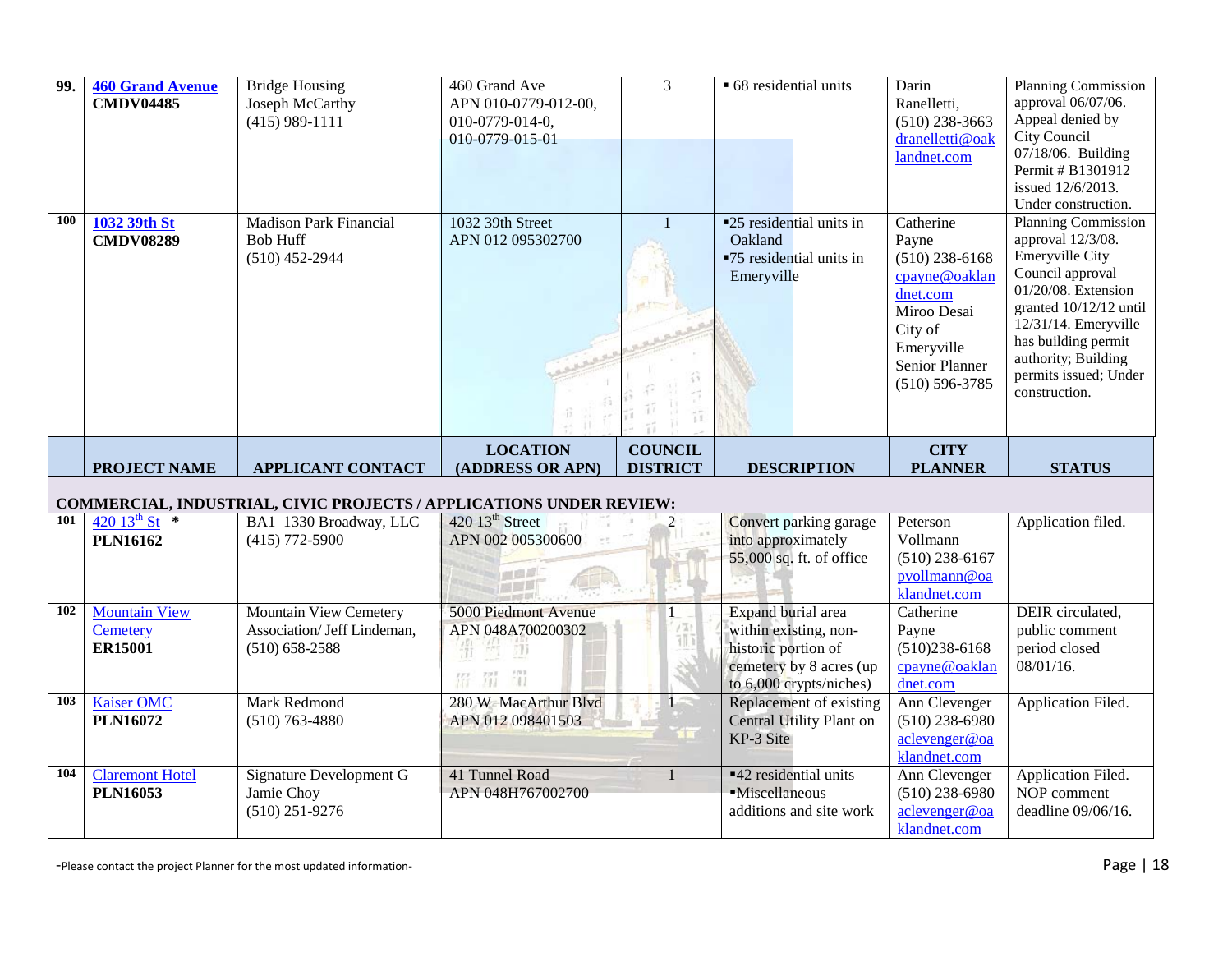| | PROJECT NAME | APPLICANT CONTACT | LOCATION (ADDRESS OR APN) | COUNCIL DISTRICT | DESCRIPTION | CITY PLANNER | STATUS |
|---|---|---|---|---|---|---|---|
| 99. | **460 Grand Avenue** **CMDV04485** | Bridge Housing Joseph McCarthy (415) 989-1111 | 460 Grand Ave APN 010-0779-012-00, 010-0779-014-0, 010-0779-015-01 | 3 | ▪ 68 residential units | Darin Ranelletti, (510) 238-3663 dranelletti@oaklandnet.com | Planning Commission approval 06/07/06. Appeal denied by City Council 07/18/06. Building Permit # B1301912 issued 12/6/2013. Under construction. |
| 100 | **1032 39th St** **CMDV08289** | Madison Park Financial Bob Huff (510) 452-2944 | 1032 39th Street APN 012 095302700 | 1 | ▪25 residential units in Oakland ▪75 residential units in Emeryville | Catherine Payne (510) 238-6168 cpayne@oaklandnet.com Miroo Desai City of Emeryville Senior Planner (510) 596-3785 | Planning Commission approval 12/3/08. Emeryville City Council approval 01/20/08. Extension granted 10/12/12 until 12/31/14. Emeryville has building permit authority; Building permits issued; Under construction. |
| | **COMMERCIAL, INDUSTRIAL, CIVIC PROJECTS / APPLICATIONS UNDER REVIEW:** | | | | | | |
| 101 | 420 13th St * **PLN16162** | BA1 1330 Broadway, LLC (415) 772-5900 | 420 13th Street APN 002 005300600 | 2 | Convert parking garage into approximately 55,000 sq. ft. of office | Peterson Vollmann (510) 238-6167 pvollmann@oaklandnet.com | Application filed. |
| 102 | Mountain View Cemetery **ER15001** | Mountain View Cemetery Association/ Jeff Lindeman, (510) 658-2588 | 5000 Piedmont Avenue APN 048A700200302 | 1 | Expand burial area within existing, non-historic portion of cemetery by 8 acres (up to 6,000 crypts/niches) | Catherine Payne (510)238-6168 cpayne@oaklandnet.com | DEIR circulated, public comment period closed 08/01/16. |
| 103 | Kaiser OMC **PLN16072** | Mark Redmond (510) 763-4880 | 280 W. MacArthur Blvd APN 012 098401503 | 1 | Replacement of existing Central Utility Plant on KP-3 Site | Ann Clevenger (510) 238-6980 aclevenger@oaklandnet.com | Application Filed. |
| 104 | Claremont Hotel **PLN16053** | Signature Development G Jamie Choy (510) 251-9276 | 41 Tunnel Road APN 048H767002700 | 1 | ▪42 residential units ▪Miscellaneous additions and site work | Ann Clevenger (510) 238-6980 aclevenger@oaklandnet.com | Application Filed. NOP comment deadline 09/06/16. |

-Please contact the project Planner for the most updated information-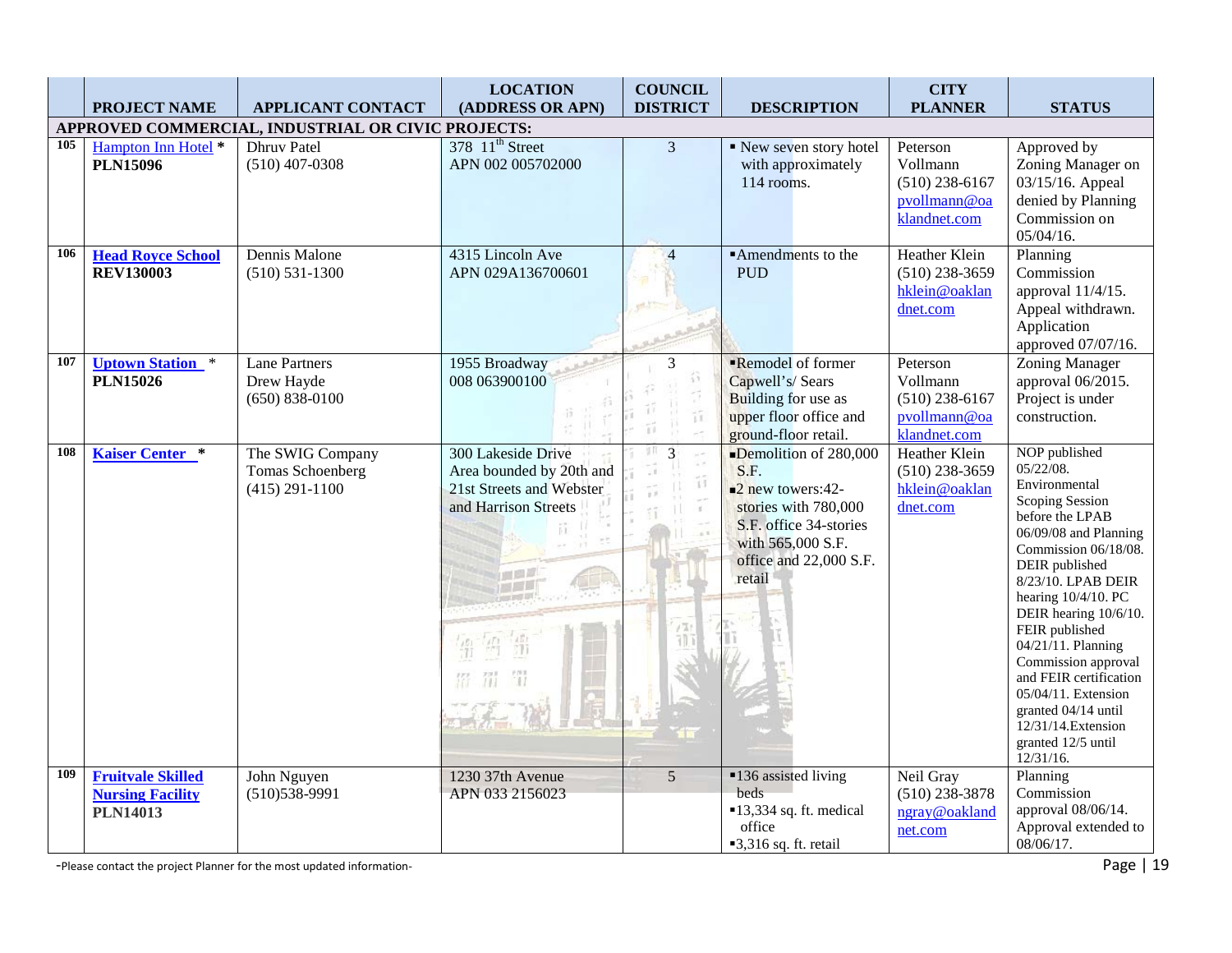| | PROJECT NAME | APPLICANT CONTACT | LOCATION (ADDRESS OR APN) | COUNCIL DISTRICT | DESCRIPTION | CITY PLANNER | STATUS |
|---|---|---|---|---|---|---|---|
| **APPROVED COMMERCIAL, INDUSTRIAL OR CIVIC PROJECTS:** | | | | | | | |
| **105** | Hampton Inn Hotel * **PLN15096** | Dhruv Patel (510) 407-0308 | 378 11th Street APN 002 005702000 | 3 | ▪ New seven story hotel with approximately 114 rooms. | Peterson Vollmann (510) 238-6167 pvollmann@oaklandnet.com | Approved by Zoning Manager on 03/15/16. Appeal denied by Planning Commission on 05/04/16. |
| **106** | **Head Royce School REV130003** | Dennis Malone (510) 531-1300 | 4315 Lincoln Ave APN 029A136700601 | 4 | ▪Amendments to the PUD | Heather Klein (510) 238-3659 hklein@oaklandnet.com | Planning Commission approval 11/4/15. Appeal withdrawn. Application approved 07/07/16. |
| **107** | **Uptown Station** * **PLN15026** | Lane Partners Drew Hayde (650) 838-0100 | 1955 Broadway 008 063900100 | 3 | ▪Remodel of former Capwell's/ Sears Building for use as upper floor office and ground-floor retail. | Peterson Vollmann (510) 238-6167 pvollmann@oaklandnet.com | Zoning Manager approval 06/2015. Project is under construction. |
| **108** | **Kaiser Center** * | The SWIG Company Tomas Schoenberg (415) 291-1100 | 300 Lakeside Drive Area bounded by 20th and 21st Streets and Webster and Harrison Streets | 3 | ▪Demolition of 280,000 S.F. ▪2 new towers:42-stories with 780,000 S.F. office 34-stories with 565,000 S.F. office and 22,000 S.F. retail | Heather Klein (510) 238-3659 hklein@oaklandnet.com | NOP published 05/22/08. Environmental Scoping Session before the LPAB 06/09/08 and Planning Commission 06/18/08. DEIR published 8/23/10. LPAB DEIR hearing 10/4/10. PC DEIR hearing 10/6/10. FEIR published 04/21/11. Planning Commission approval and FEIR certification 05/04/11. Extension granted 04/14 until 12/31/14.Extension granted 12/5 until 12/31/16. |
| **109** | **Fruitvale Skilled Nursing Facility PLN14013** | John Nguyen (510)538-9991 | 1230 37th Avenue APN 033 2156023 | 5 | ▪136 assisted living beds ▪13,334 sq. ft. medical office ▪3,316 sq. ft. retail | Neil Gray (510) 238-3878 ngray@oaklandnet.com | Planning Commission approval 08/06/14. Approval extended to 08/06/17. |

-Please contact the project Planner for the most updated information-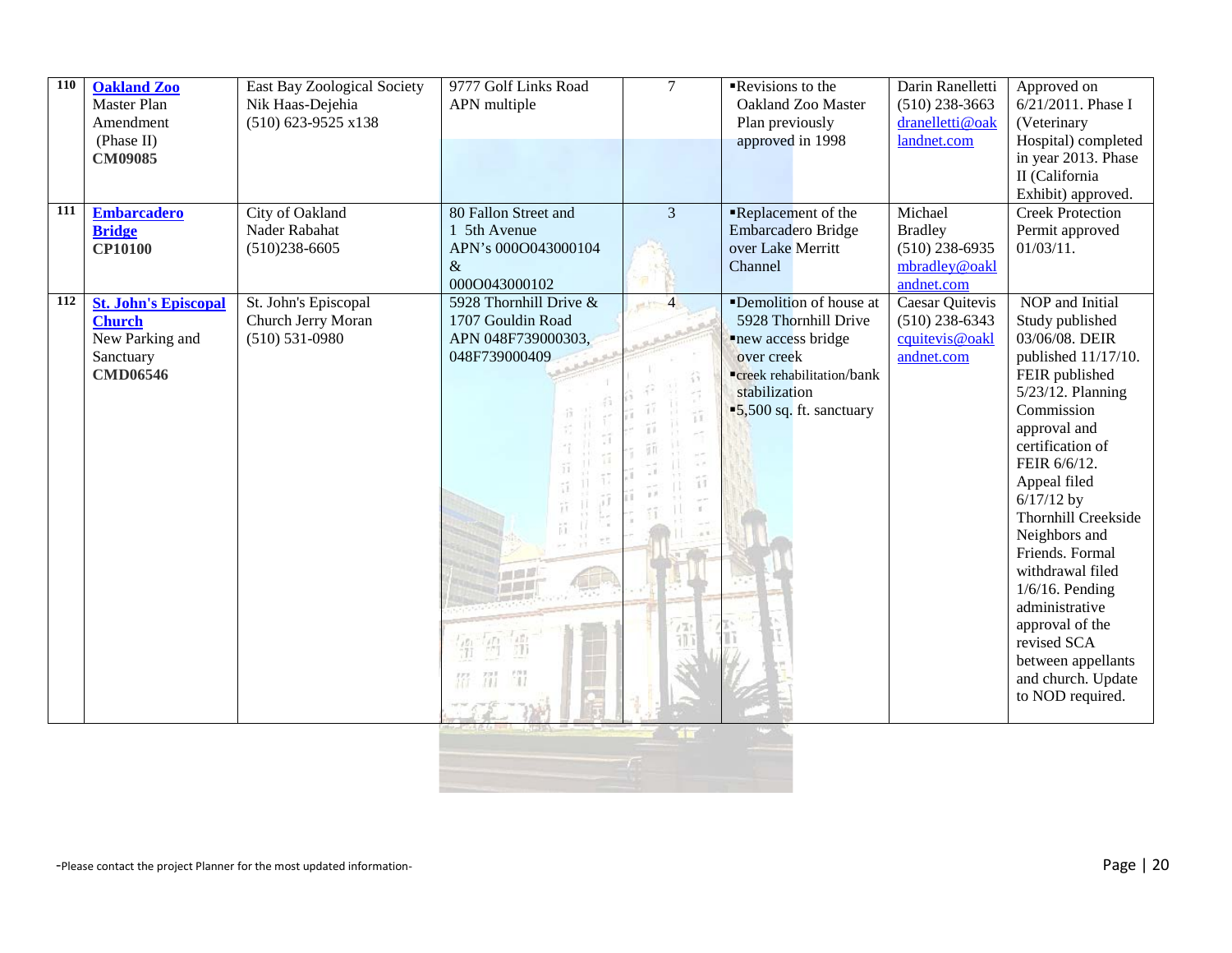| 110 | **Oakland Zoo** Master Plan Amendment (Phase II) **CM09085** | East Bay Zoological Society Nik Haas-Dejehia (510) 623-9525 x138 | 9777 Golf Links Road APN multiple | 7 | ▪Revisions to the Oakland Zoo Master Plan previously approved in 1998 | Darin Ranelletti (510) 238-3663 dranelletti@oaklandnet.com | Approved on 6/21/2011. Phase I (Veterinary Hospital) completed in year 2013. Phase II (California Exhibit) approved. |
|---|---|---|---|---|---|---|---|
| 111 | **Embarcadero Bridge** **CP10100** | City of Oakland Nader Rabahat (510)238-6605 | 80 Fallon Street and 1 5th Avenue APN's 000O043000104 & 000O043000102 | 3 | ▪Replacement of the Embarcadero Bridge over Lake Merritt Channel | Michael Bradley (510) 238-6935 mbradley@oaklandnet.com | Creek Protection Permit approved 01/03/11. |
| 112 | **St. John's Episcopal Church** New Parking and Sanctuary **CMD06546** | St. John's Episcopal Church Jerry Moran (510) 531-0980 | 5928 Thornhill Drive & 1707 Gouldin Road APN 048F739000303, 048F739000409 | 4 | ▪Demolition of house at 5928 Thornhill Drive ▪new access bridge over creek ▪creek rehabilitation/bank stabilization ▪5,500 sq. ft. sanctuary | Caesar Quitevis (510) 238-6343 cquitevis@oaklandnet.com | NOP and Initial Study published 03/06/08. DEIR published 11/17/10. FEIR published 5/23/12. Planning Commission approval and certification of FEIR 6/6/12. Appeal filed 6/17/12 by Thornhill Creekside Neighbors and Friends. Formal withdrawal filed 1/6/16. Pending administrative approval of the revised SCA between appellants and church. Update to NOD required. |

-Please contact the project Planner for the most updated information-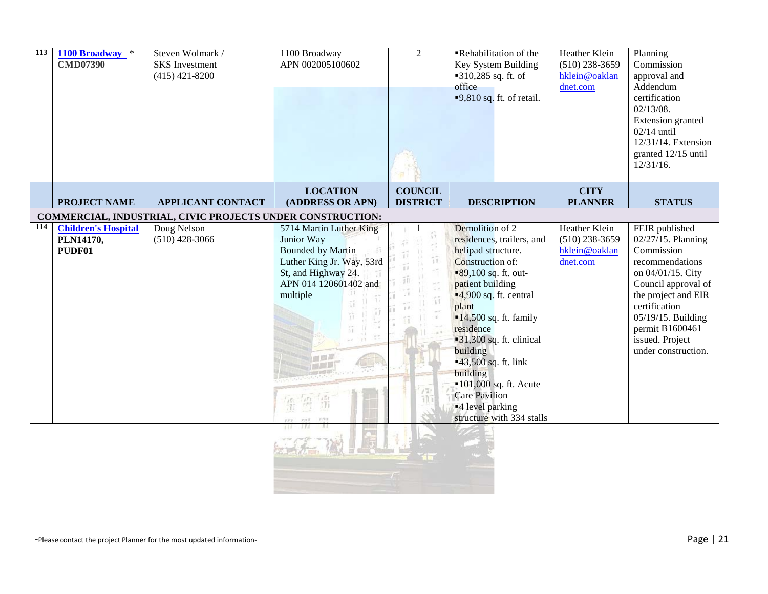| | PROJECT NAME | APPLICANT CONTACT | LOCATION (ADDRESS OR APN) | COUNCIL DISTRICT | DESCRIPTION | CITY PLANNER | STATUS |
|---|---|---|---|---|---|---|---|
| 113 | **1100 Broadway** * **CMD07390** | Steven Wolmark / SKS Investment (415) 421-8200 | 1100 Broadway APN 002005100602 | 2 | ▪Rehabilitation of the Key System Building ▪310,285 sq. ft. of office ▪9,810 sq. ft. of retail. | Heather Klein (510) 238-3659 hklein@oaklandnet.com | Planning Commission approval and Addendum certification 02/13/08. Extension granted 02/14 until 12/31/14. Extension granted 12/15 until 12/31/16. |
| **COMMERCIAL, INDUSTRIAL, CIVIC PROJECTS UNDER CONSTRUCTION:** | | | | | | | |
| 114 | **Children's Hospital** **PLN14170, PUDF01** | Doug Nelson (510) 428-3066 | 5714 Martin Luther King Junior Way Bounded by Martin Luther King Jr. Way, 53rd St, and Highway 24. APN 014 120601402 and multiple | 1 | Demolition of 2 residences, trailers, and helipad structure. Construction of: ▪89,100 sq. ft. out-patient building ▪4,900 sq. ft. central plant ▪14,500 sq. ft. family residence ▪31,300 sq. ft. clinical building ▪43,500 sq. ft. link building ▪101,000 sq. ft. Acute Care Pavilion ▪4 level parking structure with 334 stalls | Heather Klein (510) 238-3659 hklein@oaklandnet.com | FEIR published 02/27/15. Planning Commission recommendations on 04/01/15. City Council approval of the project and EIR certification 05/19/15. Building permit B1600461 issued. Project under construction. |

-Please contact the project Planner for the most updated information-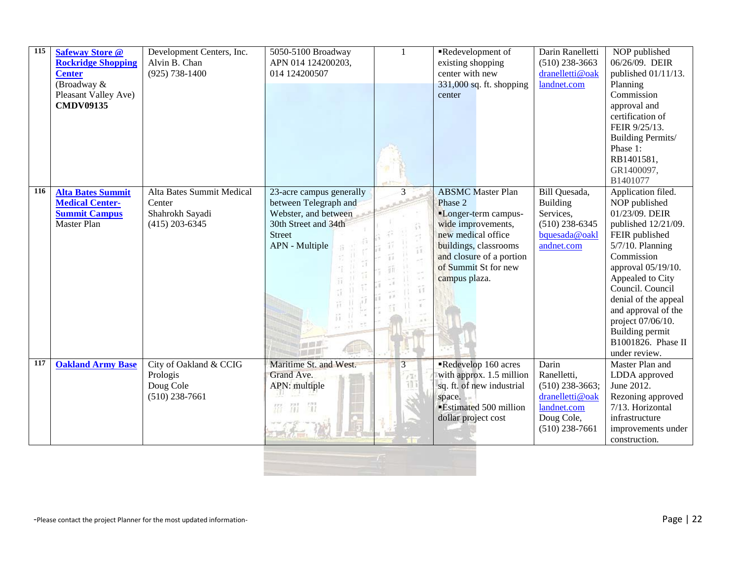| 115 | **Safeway Store @ Rockridge Shopping Center** (Broadway & Pleasant Valley Ave) **CMDV09135** | Development Centers, Inc. Alvin B. Chan (925) 738-1400 | 5050-5100 Broadway APN 014 124200203, 014 124200507 | 1 | ▪Redevelopment of existing shopping center with new 331,000 sq. ft. shopping center | Darin Ranelletti (510) 238-3663 dranelletti@oaklandnet.com | NOP published 06/26/09. DEIR published 01/11/13. Planning Commission approval and certification of FEIR 9/25/13. Building Permits/ Phase 1: RB1401581, GR1400097, B1401077 |
|---|---|---|---|---|---|---|---|
| 116 | **Alta Bates Summit Medical Center-Summit Campus** Master Plan | Alta Bates Summit Medical Center Shahrokh Sayadi (415) 203-6345 | 23-acre campus generally between Telegraph and Webster, and between 30th Street and 34th Street APN - Multiple | 3 | ABSMC Master Plan Phase 2 ▪Longer-term campus-wide improvements, new medical office buildings, classrooms and closure of a portion of Summit St for new campus plaza. | Bill Quesada, Building Services, (510) 238-6345 bquesada@oaklandnet.com | Application filed. NOP published 01/23/09. DEIR published 12/21/09. FEIR published 5/7/10. Planning Commission approval 05/19/10. Appealed to City Council. Council denial of the appeal and approval of the project 07/06/10. Building permit B1001826. Phase II under review. |
| 117 | **Oakland Army Base** | City of Oakland & CCIG Prologis Doug Cole (510) 238-7661 | Maritime St. and West. Grand Ave. APN: multiple | 3 | ▪Redevelop 160 acres with approx. 1.5 million sq. ft. of new industrial space. ▪Estimated 500 million dollar project cost | Darin Ranelletti, (510) 238-3663; dranelletti@oaklandnet.com Doug Cole, (510) 238-7661 | Master Plan and LDDA approved June 2012. Rezoning approved 7/13. Horizontal infrastructure improvements under construction. |

-Please contact the project Planner for the most updated information-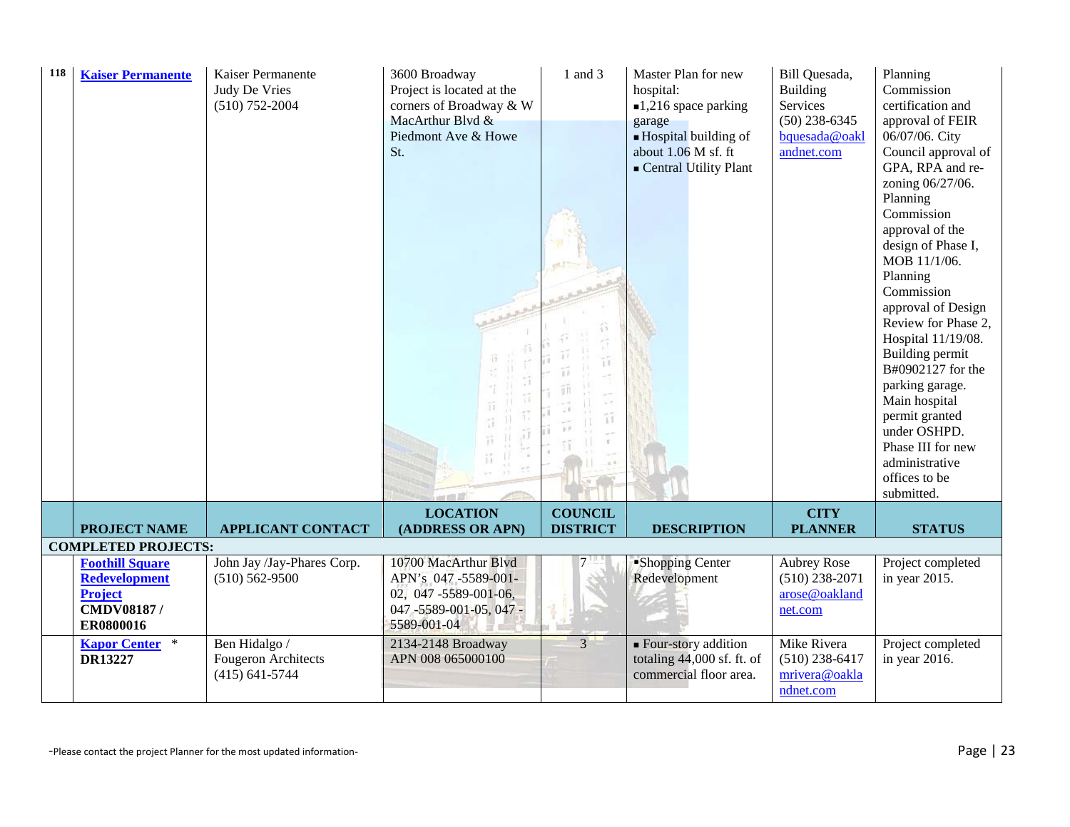| 118 | **Kaiser Permanente** | Kaiser Permanente Judy De Vries (510) 752-2004 | 3600 Broadway Project is located at the corners of Broadway & W MacArthur Blvd & Piedmont Ave & Howe St. | 1 and 3 | Master Plan for new hospital: ▪1,216 space parking garage ▪ Hospital building of about 1.06 M sf. ft ▪ Central Utility Plant | Bill Quesada, Building Services (50) 238-6345 bquesada@oaklandnet.com | Planning Commission certification and approval of FEIR 06/07/06. City Council approval of GPA, RPA and re-zoning 06/27/06. Planning Commission approval of the design of Phase I, MOB 11/1/06. Planning Commission approval of Design Review for Phase 2, Hospital 11/19/08. Building permit B#0902127 for the parking garage. Main hospital permit granted under OSHPD. Phase III for new administrative offices to be submitted. |
|---|---|---|---|---|---|---|---|
| | **PROJECT NAME** | **APPLICANT CONTACT** | **LOCATION (ADDRESS OR APN)** | **COUNCIL DISTRICT** | **DESCRIPTION** | **CITY PLANNER** | **STATUS** |
| **COMPLETED PROJECTS:** | | | | | | | |
| | **Foothill Square Redevelopment Project** **CMDV08187 / ER0800016** | John Jay /Jay-Phares Corp. (510) 562-9500 | 10700 MacArthur Blvd APN's 047 -5589-001-02, 047 -5589-001-06, 047 -5589-001-05, 047 -5589-001-04 | 7 | ▪Shopping Center Redevelopment | Aubrey Rose (510) 238-2071 arose@oaklandnet.com | Project completed in year 2015. |
| | **Kapor Center** * **DR13227** | Ben Hidalgo / Fougeron Architects (415) 641-5744 | 2134-2148 Broadway APN 008 065000100 | 3 | ▪ Four-story addition totaling 44,000 sf. ft. of commercial floor area. | Mike Rivera (510) 238-6417 mrivera@oaklandnet.com | Project completed in year 2016. |

-Please contact the project Planner for the most updated information-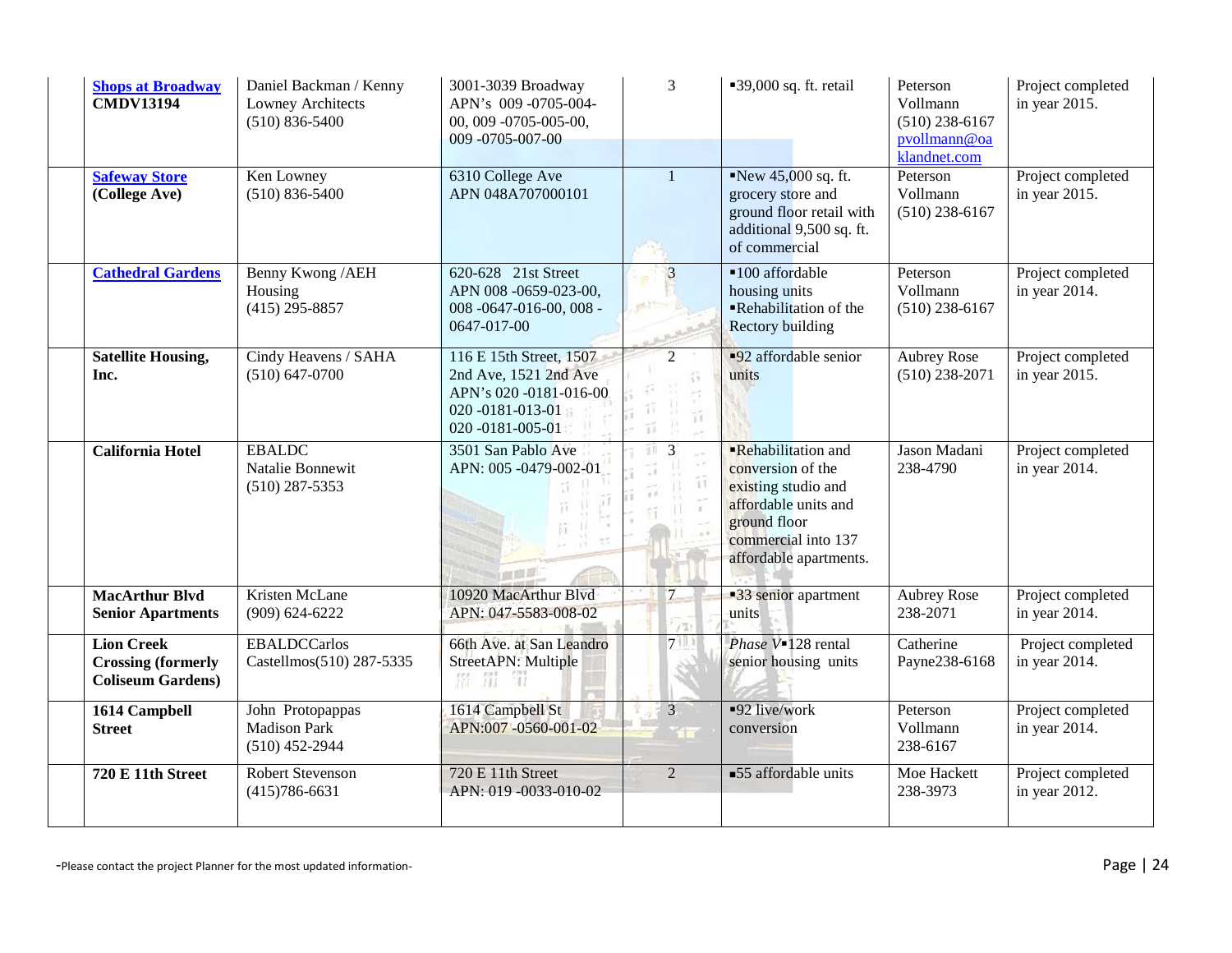| **Shops at Broadway** **CMDV13194** | Daniel Backman / Kenny Lowney Architects (510) 836-5400 | 3001-3039 Broadway APN's 009 -0705-004-00, 009 -0705-005-00, 009 -0705-007-00 | 3 | ▪39,000 sq. ft. retail | Peterson Vollmann (510) 238-6167 pvollmann@oaklandnet.com | Project completed in year 2015. |
|---|---|---|---|---|---|---|
| **Safeway Store** **(College Ave)** | Ken Lowney (510) 836-5400 | 6310 College Ave APN 048A707000101 | 1 | ▪New 45,000 sq. ft. grocery store and ground floor retail with additional 9,500 sq. ft. of commercial | Peterson Vollmann (510) 238-6167 | Project completed in year 2015. |
| **Cathedral Gardens** | Benny Kwong /AEH Housing (415) 295-8857 | 620-628 21st Street APN 008 -0659-023-00, 008 -0647-016-00, 008 -0647-017-00 | 3 | ▪100 affordable housing units ▪Rehabilitation of the Rectory building | Peterson Vollmann (510) 238-6167 | Project completed in year 2014. |
| **Satellite Housing, Inc.** | Cindy Heavens / SAHA (510) 647-0700 | 116 E 15th Street, 1507 2nd Ave, 1521 2nd Ave APN's 020 -0181-016-00 020 -0181-013-01 020 -0181-005-01 | 2 | ▪92 affordable senior units | Aubrey Rose (510) 238-2071 | Project completed in year 2015. |
| **California Hotel** | EBALDC Natalie Bonnewit (510) 287-5353 | 3501 San Pablo Ave APN: 005 -0479-002-01 | 3 | ▪Rehabilitation and conversion of the existing studio and affordable units and ground floor commercial into 137 affordable apartments. | Jason Madani 238-4790 | Project completed in year 2014. |
| **MacArthur Blvd Senior Apartments** | Kristen McLane (909) 624-6222 | 10920 MacArthur Blvd APN: 047-5583-008-02 | 7 | ▪33 senior apartment units | Aubrey Rose 238-2071 | Project completed in year 2014. |
| **Lion Creek Crossing (formerly Coliseum Gardens)** | EBALDCCarlos Castellmos(510) 287-5335 | 66th Ave. at San Leandro StreetAPN: Multiple | 7 | *Phase V*▪128 rental senior housing units | Catherine Payne238-6168 | Project completed in year 2014. |
| **1614 Campbell Street** | John Protopappas Madison Park (510) 452-2944 | 1614 Campbell St APN:007 -0560-001-02 | 3 | ▪92 live/work conversion | Peterson Vollmann 238-6167 | Project completed in year 2014. |
| **720 E 11th Street** | Robert Stevenson (415)786-6631 | 720 E 11th Street APN: 019 -0033-010-02 | 2 | ▪55 affordable units | Moe Hackett 238-3973 | Project completed in year 2012. |

-Please contact the project Planner for the most updated information-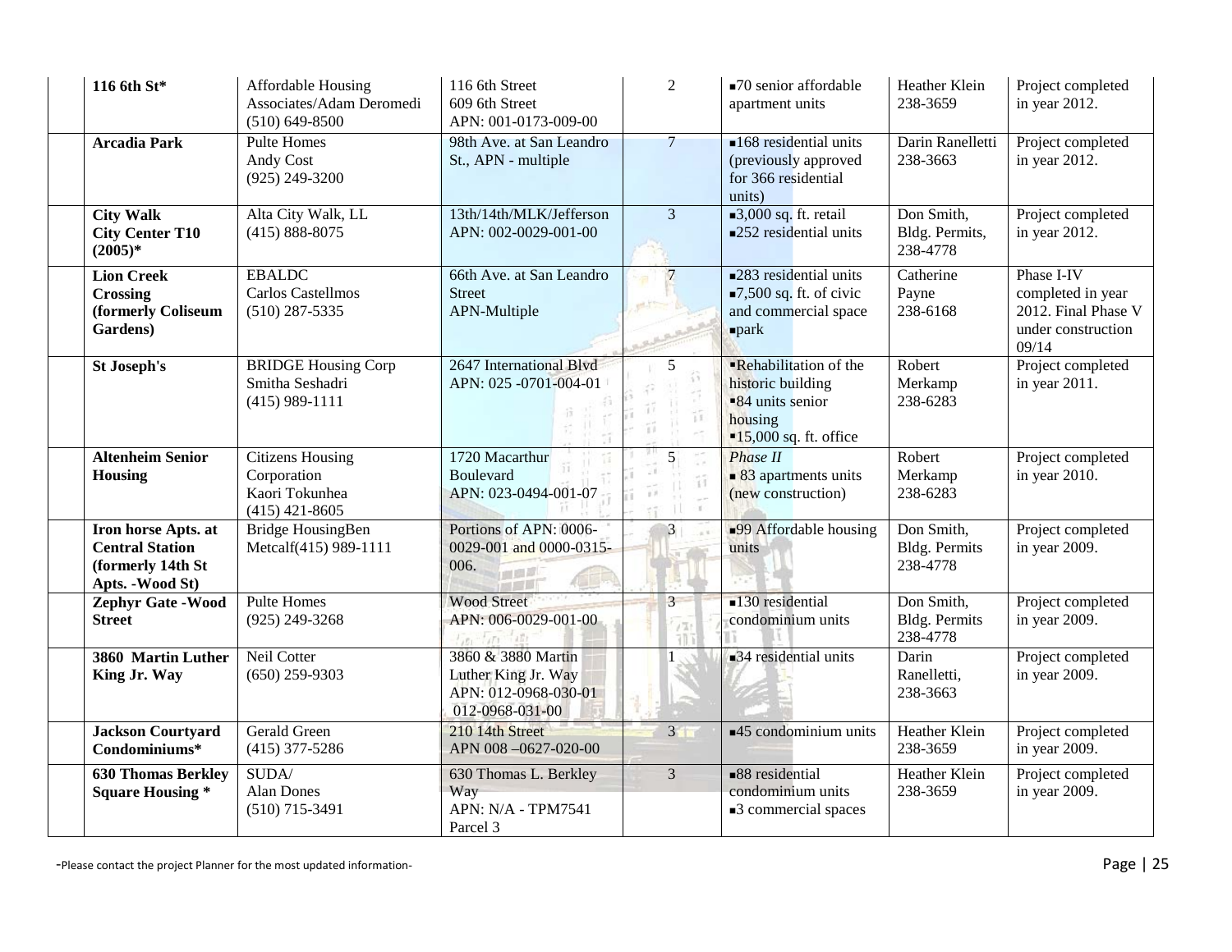| | | | | | | | |
|---|---|---|---|---|---|---|---|
| | **116 6th St*** | Affordable Housing Associates/Adam Deromedi (510) 649-8500 | 116 6th Street 609 6th Street APN: 001-0173-009-00 | 2 | ▪70 senior affordable apartment units | Heather Klein 238-3659 | Project completed in year 2012. |
| | **Arcadia Park** | Pulte Homes Andy Cost (925) 249-3200 | 98th Ave. at San Leandro St., APN - multiple | 7 | ▪168 residential units (previously approved for 366 residential units) | Darin Ranelletti 238-3663 | Project completed in year 2012. |
| | **City Walk City Center T10 (2005)*** | Alta City Walk, LL (415) 888-8075 | 13th/14th/MLK/Jefferson APN: 002-0029-001-00 | 3 | ▪3,000 sq. ft. retail ▪252 residential units | Don Smith, Bldg. Permits, 238-4778 | Project completed in year 2012. |
| | **Lion Creek Crossing (formerly Coliseum Gardens)** | EBALDC Carlos Castellmos (510) 287-5335 | 66th Ave. at San Leandro Street APN-Multiple | 7 | ▪283 residential units ▪7,500 sq. ft. of civic and commercial space ▪park | Catherine Payne 238-6168 | Phase I-IV completed in year 2012. Final Phase V under construction 09/14 |
| | **St Joseph's** | BRIDGE Housing Corp Smitha Seshadri (415) 989-1111 | 2647 International Blvd APN: 025 -0701-004-01 | 5 | ▪Rehabilitation of the historic building ▪84 units senior housing ▪15,000 sq. ft. office | Robert Merkamp 238-6283 | Project completed in year 2011. |
| | **Altenheim Senior Housing** | Citizens Housing Corporation Kaori Tokunhea (415) 421-8605 | 1720 Macarthur Boulevard APN: 023-0494-001-07 | 5 | *Phase II* ▪ 83 apartments units (new construction) | Robert Merkamp 238-6283 | Project completed in year 2010. |
| | **Iron horse Apts. at Central Station (formerly 14th St Apts. -Wood St)** | Bridge HousingBen Metcalf(415) 989-1111 | Portions of APN: 0006-0029-001 and 0000-0315-006. | 3 | ▪99 Affordable housing units | Don Smith, Bldg. Permits 238-4778 | Project completed in year 2009. |
| | **Zephyr Gate -Wood Street** | Pulte Homes (925) 249-3268 | Wood Street APN: 006-0029-001-00 | 3 | ▪130 residential condominium units | Don Smith, Bldg. Permits 238-4778 | Project completed in year 2009. |
| | **3860 Martin Luther King Jr. Way** | Neil Cotter (650) 259-9303 | 3860 & 3880 Martin Luther King Jr. Way APN: 012-0968-030-01 012-0968-031-00 | 1 | ▪34 residential units | Darin Ranelletti, 238-3663 | Project completed in year 2009. |
| | **Jackson Courtyard Condominiums*** | Gerald Green (415) 377-5286 | 210 14th Street APN 008 –0627-020-00 | 3 | ▪45 condominium units | Heather Klein 238-3659 | Project completed in year 2009. |
| | **630 Thomas Berkley Square Housing *** | SUDA/ Alan Dones (510) 715-3491 | 630 Thomas L. Berkley Way APN: N/A - TPM7541 Parcel 3 | 3 | ▪88 residential condominium units ▪3 commercial spaces | Heather Klein 238-3659 | Project completed in year 2009. |

-Please contact the project Planner for the most updated information-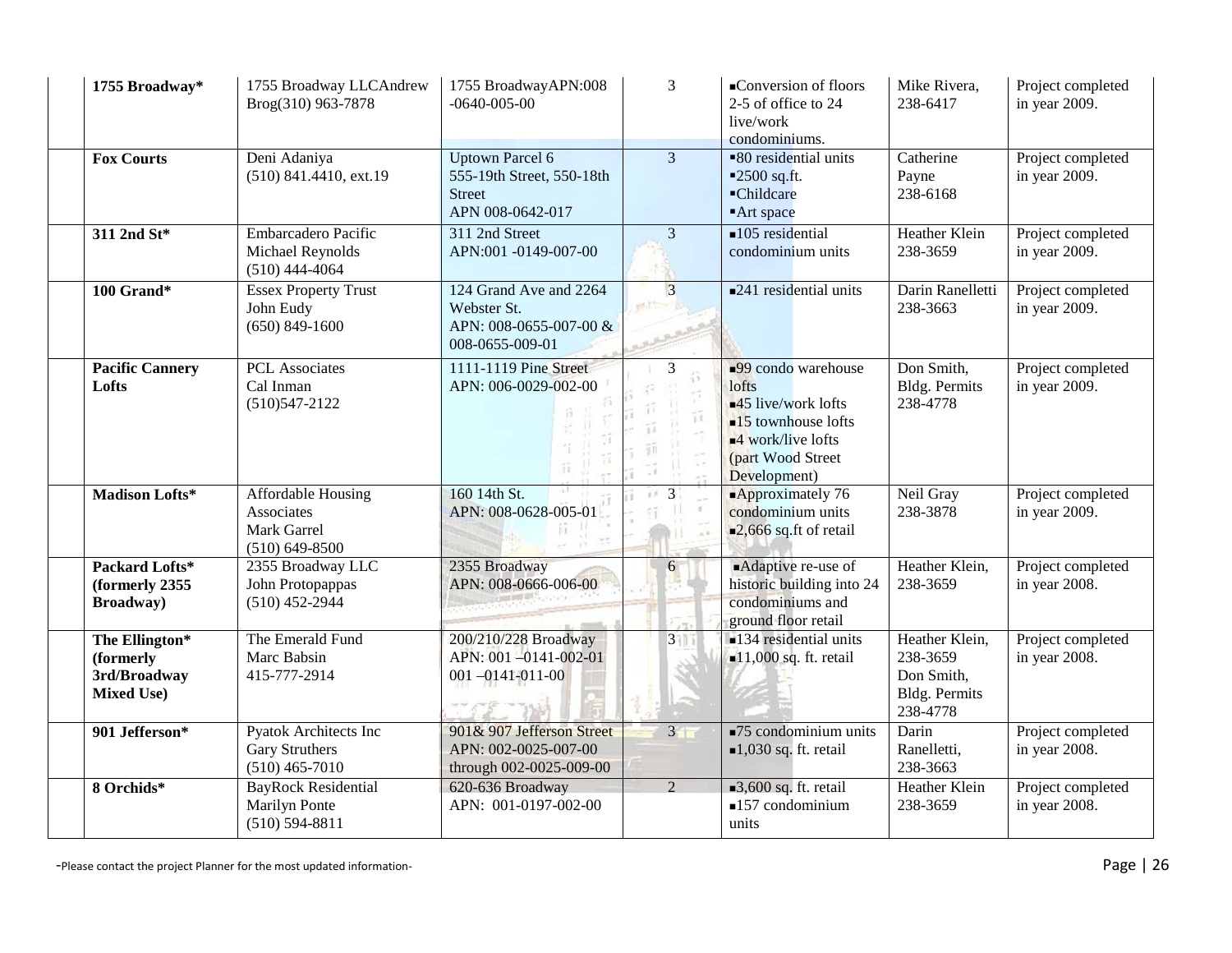| | 1755 Broadway* | 1755 Broadway LLCAndrew Brog(310) 963-7878 | 1755 BroadwayAPN:008 -0640-005-00 | 3 | ▪Conversion of floors 2-5 of office to 24 live/work condominiums. | Mike Rivera, 238-6417 | Project completed in year 2009. |
|---|---|---|---|---|---|---|---|
| | **Fox Courts** | Deni Adaniya (510) 841.4410, ext.19 | Uptown Parcel 6 555-19th Street, 550-18th Street APN 008-0642-017 | 3 | ▪80 residential units ▪2500 sq.ft. ▪Childcare ▪Art space | Catherine Payne 238-6168 | Project completed in year 2009. |
| | **311 2nd St*** | Embarcadero Pacific Michael Reynolds (510) 444-4064 | 311 2nd Street APN:001 -0149-007-00 | 3 | ▪105 residential condominium units | Heather Klein 238-3659 | Project completed in year 2009. |
| | **100 Grand*** | Essex Property Trust John Eudy (650) 849-1600 | 124 Grand Ave and 2264 Webster St. APN: 008-0655-007-00 & 008-0655-009-01 | 3 | ▪241 residential units | Darin Ranelletti 238-3663 | Project completed in year 2009. |
| | **Pacific Cannery Lofts** | PCL Associates Cal Inman (510)547-2122 | 1111-1119 Pine Street APN: 006-0029-002-00 | 3 | ▪99 condo warehouse lofts ▪45 live/work lofts ▪15 townhouse lofts ▪4 work/live lofts (part Wood Street Development) | Don Smith, Bldg. Permits 238-4778 | Project completed in year 2009. |
| | **Madison Lofts*** | Affordable Housing Associates Mark Garrel (510) 649-8500 | 160 14th St. APN: 008-0628-005-01 | 3 | ▪Approximately 76 condominium units ▪2,666 sq.ft of retail | Neil Gray 238-3878 | Project completed in year 2009. |
| | **Packard Lofts* (formerly 2355 Broadway)** | 2355 Broadway LLC John Protopappas (510) 452-2944 | 2355 Broadway APN: 008-0666-006-00 | 6 | ▪Adaptive re-use of historic building into 24 condominiums and ground floor retail | Heather Klein, 238-3659 | Project completed in year 2008. |
| | **The Ellington* (formerly 3rd/Broadway Mixed Use)** | The Emerald Fund Marc Babsin 415-777-2914 | 200/210/228 Broadway APN: 001 –0141-002-01 001 –0141-011-00 | 3 | ▪134 residential units ▪11,000 sq. ft. retail | Heather Klein, 238-3659 Don Smith, Bldg. Permits 238-4778 | Project completed in year 2008. |
| | **901 Jefferson*** | Pyatok Architects Inc Gary Struthers (510) 465-7010 | 901& 907 Jefferson Street APN: 002-0025-007-00 through 002-0025-009-00 | 3 | ▪75 condominium units ▪1,030 sq. ft. retail | Darin Ranelletti, 238-3663 | Project completed in year 2008. |
| | **8 Orchids*** | BayRock Residential Marilyn Ponte (510) 594-8811 | 620-636 Broadway APN: 001-0197-002-00 | 2 | ▪3,600 sq. ft. retail ▪157 condominium units | Heather Klein 238-3659 | Project completed in year 2008. |

-Please contact the project Planner for the most updated information-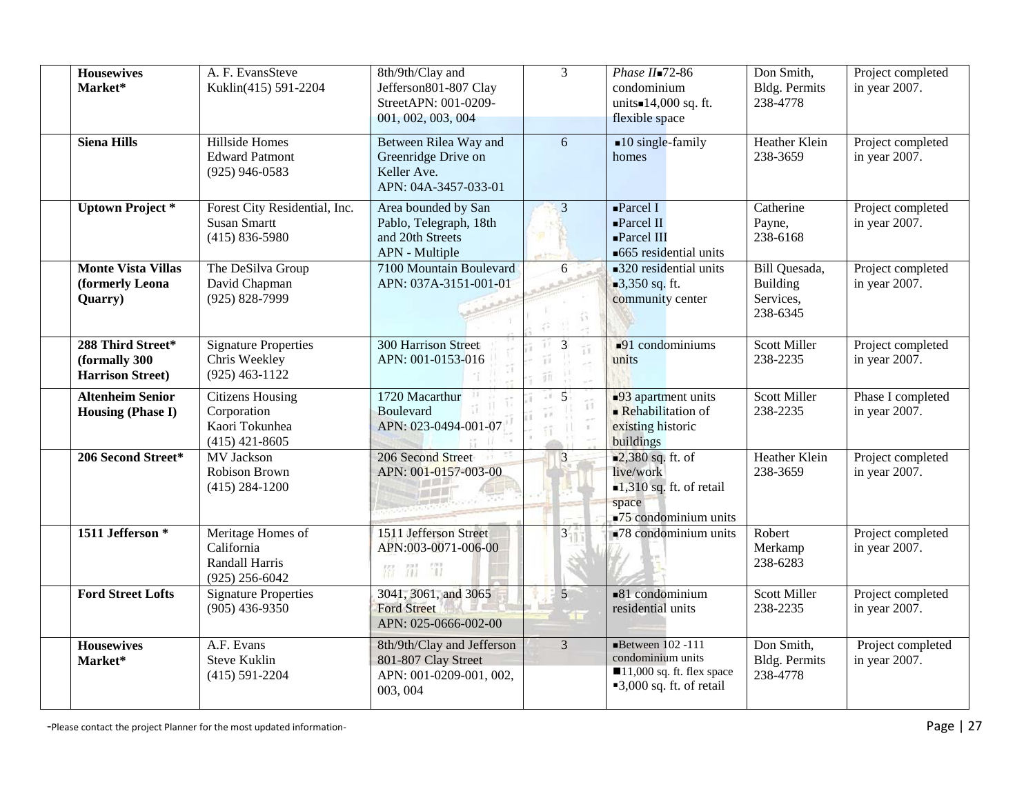| | | | | | | | |
|---|---|---|---|---|---|---|---|
| | **Housewives Market*** | A. F. EvansSteve Kuklin(415) 591-2204 | 8th/9th/Clay and Jefferson801-807 Clay StreetAPN: 001-0209-001, 002, 003, 004 | 3 | *Phase II*▪72-86 condominium units▪14,000 sq. ft. flexible space | Don Smith, Bldg. Permits 238-4778 | Project completed in year 2007. |
| | **Siena Hills** | Hillside Homes<br>Edward Patmont<br>(925) 946-0583 | Between Rilea Way and Greenridge Drive on Keller Ave.<br>APN: 04A-3457-033-01 | 6 | ▪10 single-family homes | Heather Klein 238-3659 | Project completed in year 2007. |
| | **Uptown Project *** | Forest City Residential, Inc.<br>Susan Smartt<br>(415) 836-5980 | Area bounded by San Pablo, Telegraph, 18th and 20th Streets<br>APN - Multiple | 3 | ▪Parcel I<br>▪Parcel II<br>▪Parcel III<br>▪665 residential units | Catherine Payne, 238-6168 | Project completed in year 2007. |
| | **Monte Vista Villas (formerly Leona Quarry)** | The DeSilva Group<br>David Chapman<br>(925) 828-7999 | 7100 Mountain Boulevard<br>APN: 037A-3151-001-01 | 6 | ▪320 residential units<br>▪3,350 sq. ft. community center | Bill Quesada, Building Services, 238-6345 | Project completed in year 2007. |
| | **288 Third Street* (formally 300 Harrison Street)** | Signature Properties<br>Chris Weekley<br>(925) 463-1122 | 300 Harrison Street<br>APN: 001-0153-016 | 3 | ▪91 condominiums units | Scott Miller 238-2235 | Project completed in year 2007. |
| | **Altenheim Senior Housing (Phase I)** | Citizens Housing Corporation<br>Kaori Tokunhea<br>(415) 421-8605 | 1720 Macarthur Boulevard<br>APN: 023-0494-001-07 | 5 | ▪93 apartment units<br>▪ Rehabilitation of existing historic buildings | Scott Miller 238-2235 | Phase I completed in year 2007. |
| | **206 Second Street*** | MV Jackson<br>Robison Brown<br>(415) 284-1200 | 206 Second Street<br>APN: 001-0157-003-00 | 3 | ▪2,380 sq. ft. of live/work<br>▪1,310 sq. ft. of retail space<br>▪75 condominium units | Heather Klein 238-3659 | Project completed in year 2007. |
| | **1511 Jefferson *** | Meritage Homes of California<br>Randall Harris<br>(925) 256-6042 | 1511 Jefferson Street<br>APN:003-0071-006-00 | 3 | ▪78 condominium units | Robert Merkamp 238-6283 | Project completed in year 2007. |
| | **Ford Street Lofts** | Signature Properties<br>(905) 436-9350 | 3041, 3061, and 3065 Ford Street<br>APN: 025-0666-002-00 | 5 | ▪81 condominium residential units | Scott Miller 238-2235 | Project completed in year 2007. |
| | **Housewives Market*** | A.F. Evans<br>Steve Kuklin<br>(415) 591-2204 | 8th/9th/Clay and Jefferson<br>801-807 Clay Street<br>APN: 001-0209-001, 002, 003, 004 | 3 | ▪Between 102 -111 condominium units<br>▪11,000 sq. ft. flex space<br>▪3,000 sq. ft. of retail | Don Smith, Bldg. Permits 238-4778 | Project completed in year 2007. |

-Please contact the project Planner for the most updated information-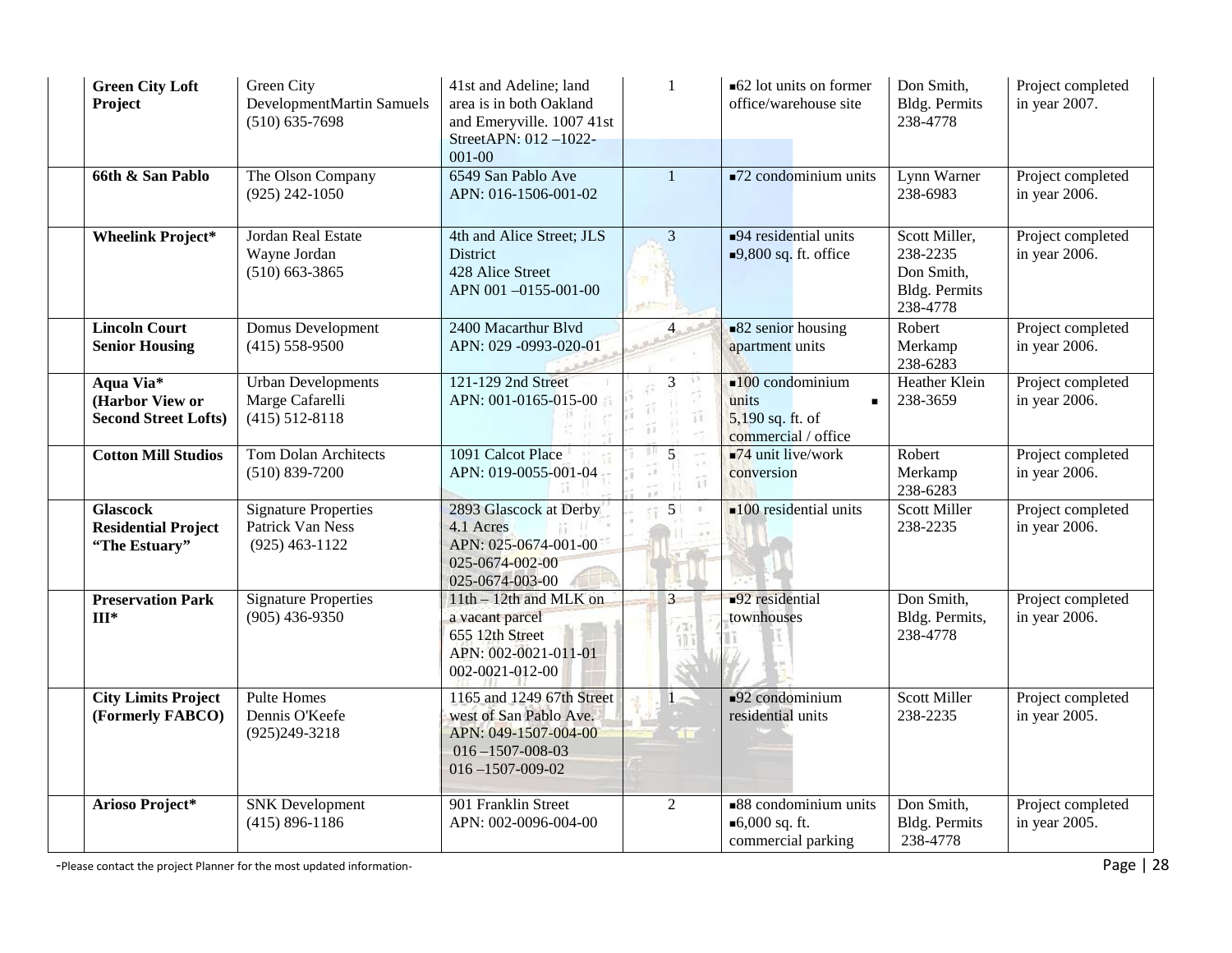| | | | | | | | |
|---|---|---|---|---|---|---|---|
| | **Green City Loft Project** | Green City DevelopmentMartin Samuels (510) 635-7698 | 41st and Adeline; land area is in both Oakland and Emeryville. 1007 41st StreetAPN: 012 –1022-001-00 | 1 | ▪62 lot units on former office/warehouse site | Don Smith, Bldg. Permits 238-4778 | Project completed in year 2007. |
| | **66th & San Pablo** | The Olson Company (925) 242-1050 | 6549 San Pablo Ave APN: 016-1506-001-02 | 1 | ▪72 condominium units | Lynn Warner 238-6983 | Project completed in year 2006. |
| | **Wheelink Project*** | Jordan Real Estate Wayne Jordan (510) 663-3865 | 4th and Alice Street; JLS District 428 Alice Street APN 001 –0155-001-00 | 3 | ▪94 residential units ▪9,800 sq. ft. office | Scott Miller, 238-2235 Don Smith, Bldg. Permits 238-4778 | Project completed in year 2006. |
| | **Lincoln Court Senior Housing** | Domus Development (415) 558-9500 | 2400 Macarthur Blvd APN: 029 -0993-020-01 | 4 | ▪82 senior housing apartment units | Robert Merkamp 238-6283 | Project completed in year 2006. |
| | **Aqua Via* (Harbor View or Second Street Lofts)** | Urban Developments Marge Cafarelli (415) 512-8118 | 121-129 2nd Street APN: 001-0165-015-00 | 3 | ▪100 condominium units ▪ 5,190 sq. ft. of commercial / office | Heather Klein 238-3659 | Project completed in year 2006. |
| | **Cotton Mill Studios** | Tom Dolan Architects (510) 839-7200 | 1091 Calcot Place APN: 019-0055-001-04 | 5 | ▪74 unit live/work conversion | Robert Merkamp 238-6283 | Project completed in year 2006. |
| | **Glascock Residential Project "The Estuary"** | Signature Properties Patrick Van Ness (925) 463-1122 | 2893 Glascock at Derby 4.1 Acres APN: 025-0674-001-00 025-0674-002-00 025-0674-003-00 | 5 | ▪100 residential units | Scott Miller 238-2235 | Project completed in year 2006. |
| | **Preservation Park III*** | Signature Properties (905) 436-9350 | 11th – 12th and MLK on a vacant parcel 655 12th Street APN: 002-0021-011-01 002-0021-012-00 | 3 | ▪92 residential townhouses | Don Smith, Bldg. Permits, 238-4778 | Project completed in year 2006. |
| | **City Limits Project (Formerly FABCO)** | Pulte Homes Dennis O'Keefe (925)249-3218 | 1165 and 1249 67th Street west of San Pablo Ave. APN: 049-1507-004-00 016 –1507-008-03 016 –1507-009-02 | 1 | ▪92 condominium residential units | Scott Miller 238-2235 | Project completed in year 2005. |
| | **Arioso Project*** | SNK Development (415) 896-1186 | 901 Franklin Street APN: 002-0096-004-00 | 2 | ▪88 condominium units ▪6,000 sq. ft. commercial parking | Don Smith, Bldg. Permits 238-4778 | Project completed in year 2005. |

-Please contact the project Planner for the most updated information-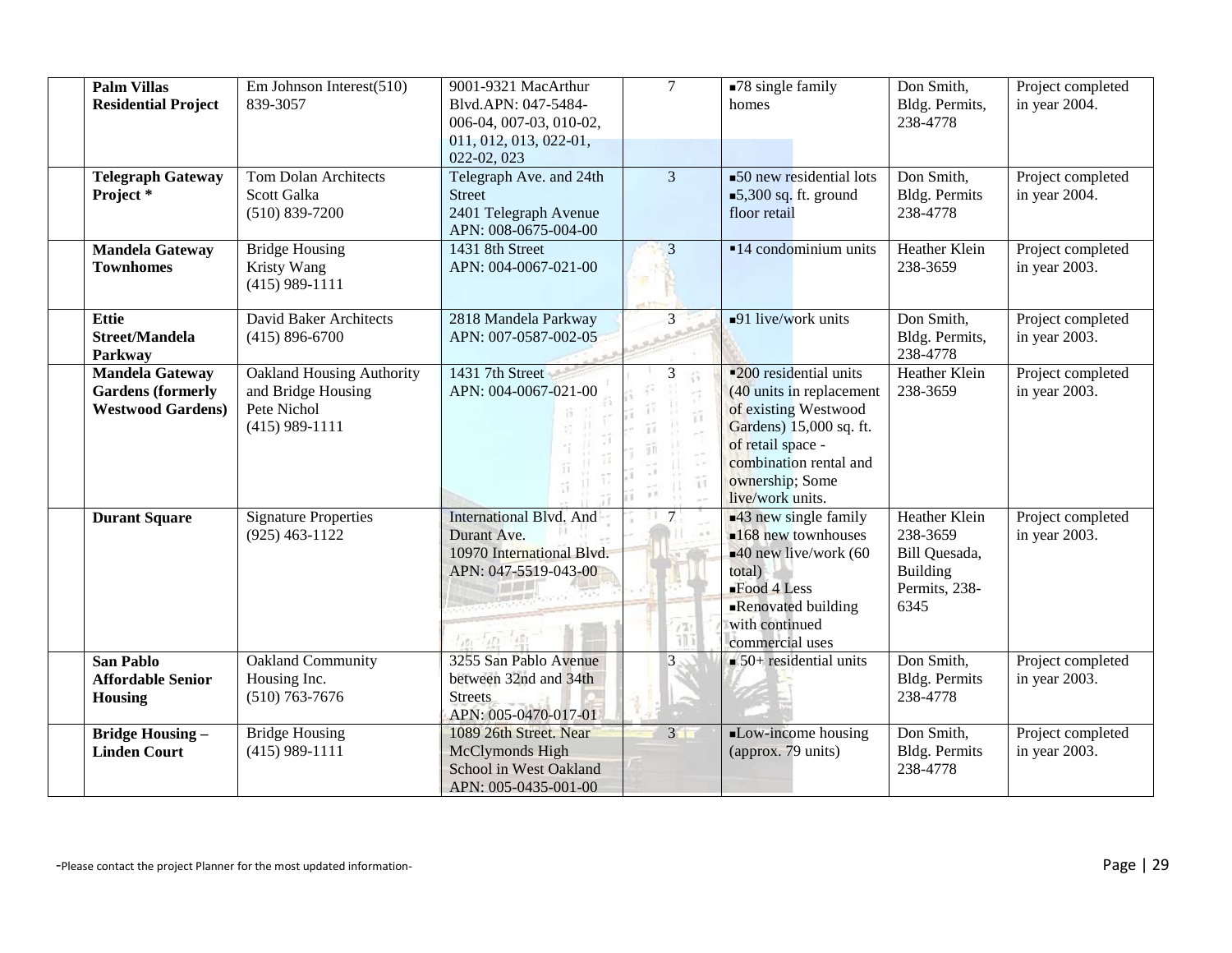| | Project | Applicant/Contact | Address/APN | Council District | Description | Planner | Status |
|---|---|---|---|---|---|---|---|
| | **Palm Villas Residential Project** | Em Johnson Interest(510) 839-3057 | 9001-9321 MacArthur Blvd.APN: 047-5484-006-04, 007-03, 010-02, 011, 012, 013, 022-01, 022-02, 023 | 7 | ▪78 single family homes | Don Smith, Bldg. Permits, 238-4778 | Project completed in year 2004. |
| | **Telegraph Gateway Project \*** | Tom Dolan Architects Scott Galka (510) 839-7200 | Telegraph Ave. and 24th Street 2401 Telegraph Avenue APN: 008-0675-004-00 | 3 | ▪50 new residential lots ▪5,300 sq. ft. ground floor retail | Don Smith, Bldg. Permits 238-4778 | Project completed in year 2004. |
| | **Mandela Gateway Townhomes** | Bridge Housing Kristy Wang (415) 989-1111 | 1431 8th Street APN: 004-0067-021-00 | 3 | ▪14 condominium units | Heather Klein 238-3659 | Project completed in year 2003. |
| | **Ettie Street/Mandela Parkway** | David Baker Architects (415) 896-6700 | 2818 Mandela Parkway APN: 007-0587-002-05 | 3 | ▪91 live/work units | Don Smith, Bldg. Permits, 238-4778 | Project completed in year 2003. |
| | **Mandela Gateway Gardens (formerly Westwood Gardens)** | Oakland Housing Authority and Bridge Housing Pete Nichol (415) 989-1111 | 1431 7th Street APN: 004-0067-021-00 | 3 | ▪200 residential units (40 units in replacement of existing Westwood Gardens) 15,000 sq. ft. of retail space - combination rental and ownership; Some live/work units. | Heather Klein 238-3659 | Project completed in year 2003. |
| | **Durant Square** | Signature Properties (925) 463-1122 | International Blvd. And Durant Ave. 10970 International Blvd. APN: 047-5519-043-00 | 7 | ▪43 new single family ▪168 new townhouses ▪40 new live/work (60 total) ▪Food 4 Less ▪Renovated building with continued commercial uses | Heather Klein 238-3659 Bill Quesada, Building Permits, 238-6345 | Project completed in year 2003. |
| | **San Pablo Affordable Senior Housing** | Oakland Community Housing Inc. (510) 763-7676 | 3255 San Pablo Avenue between 32nd and 34th Streets APN: 005-0470-017-01 | 3 | ▪ 50+ residential units | Don Smith, Bldg. Permits 238-4778 | Project completed in year 2003. |
| | **Bridge Housing – Linden Court** | Bridge Housing (415) 989-1111 | 1089 26th Street. Near McClymonds High School in West Oakland APN: 005-0435-001-00 | 3 | ▪Low-income housing (approx. 79 units) | Don Smith, Bldg. Permits 238-4778 | Project completed in year 2003. |

-Please contact the project Planner for the most updated information-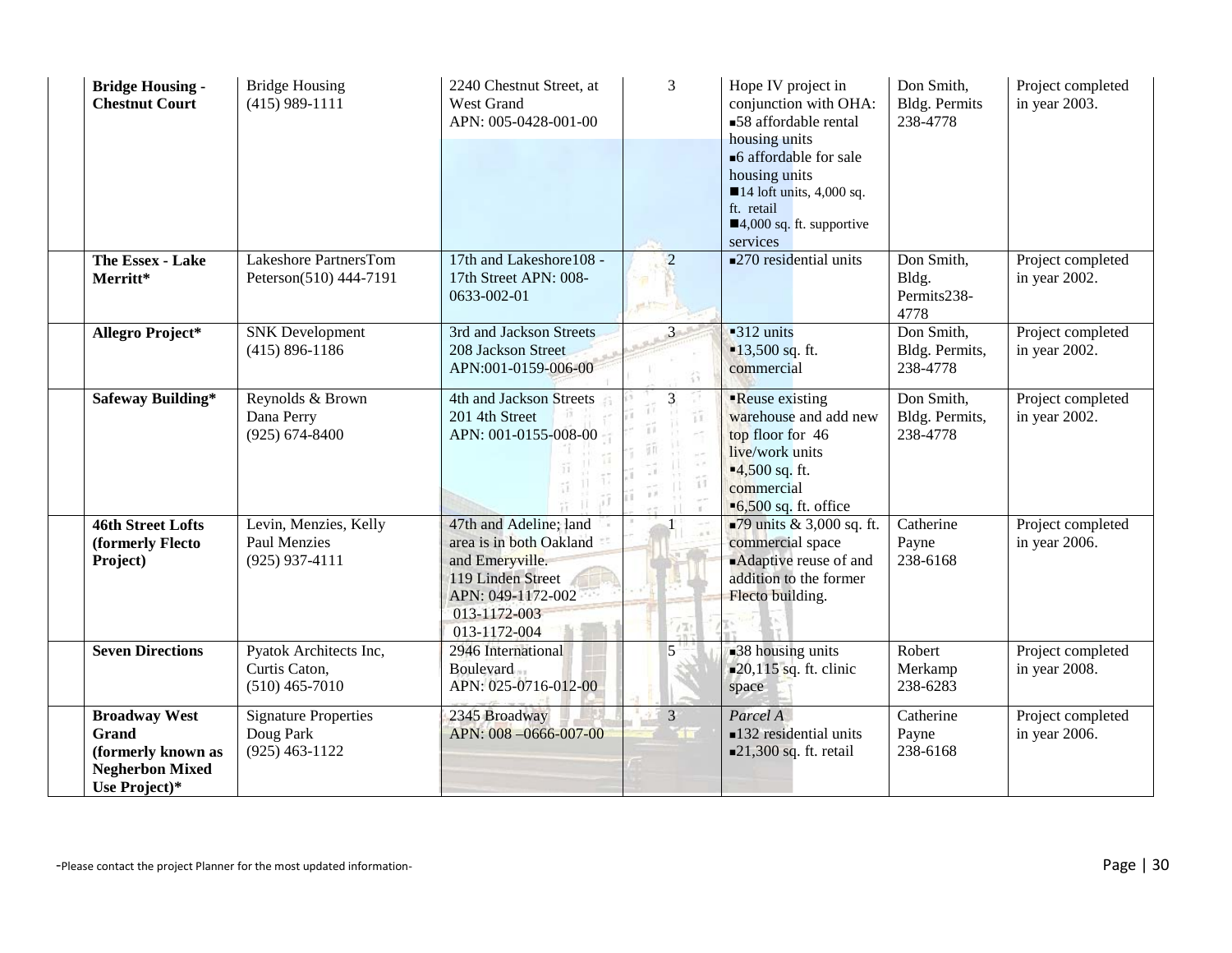| | | | | | | |
|---|---|---|---|---|---|---|
| **Bridge Housing - Chestnut Court** | Bridge Housing (415) 989-1111 | 2240 Chestnut Street, at West Grand APN: 005-0428-001-00 | 3 | Hope IV project in conjunction with OHA: ▪58 affordable rental housing units ▪6 affordable for sale housing units ■14 loft units, 4,000 sq. ft. retail ■4,000 sq. ft. supportive services | Don Smith, Bldg. Permits 238-4778 | Project completed in year 2003. |
| **The Essex - Lake Merritt*** | Lakeshore PartnersTom Peterson(510) 444-7191 | 17th and Lakeshore108 - 17th Street APN: 008-0633-002-01 | 2 | ▪270 residential units | Don Smith, Bldg. Permits238-4778 | Project completed in year 2002. |
| **Allegro Project*** | SNK Development (415) 896-1186 | 3rd and Jackson Streets 208 Jackson Street APN:001-0159-006-00 | 3 | ▪312 units ▪13,500 sq. ft. commercial | Don Smith, Bldg. Permits, 238-4778 | Project completed in year 2002. |
| **Safeway Building*** | Reynolds & Brown Dana Perry (925) 674-8400 | 4th and Jackson Streets 201 4th Street APN: 001-0155-008-00 | 3 | ▪Reuse existing warehouse and add new top floor for 46 live/work units ▪4,500 sq. ft. commercial ▪6,500 sq. ft. office | Don Smith, Bldg. Permits, 238-4778 | Project completed in year 2002. |
| **46th Street Lofts (formerly Flecto Project)** | Levin, Menzies, Kelly Paul Menzies (925) 937-4111 | 47th and Adeline; land area is in both Oakland and Emeryville. 119 Linden Street APN: 049-1172-002 013-1172-003 013-1172-004 | 1 | ▪79 units & 3,000 sq. ft. commercial space ▪Adaptive reuse of and addition to the former Flecto building. | Catherine Payne 238-6168 | Project completed in year 2006. |
| **Seven Directions** | Pyatok Architects Inc, Curtis Caton, (510) 465-7010 | 2946 International Boulevard APN: 025-0716-012-00 | 5 | ▪38 housing units ▪20,115 sq. ft. clinic space | Robert Merkamp 238-6283 | Project completed in year 2008. |
| **Broadway West Grand (formerly known as Negherbon Mixed Use Project)*** | Signature Properties Doug Park (925) 463-1122 | 2345 Broadway APN: 008 –0666-007-00 | 3 | *Parcel A* ▪132 residential units ▪21,300 sq. ft. retail | Catherine Payne 238-6168 | Project completed in year 2006. |

-Please contact the project Planner for the most updated information-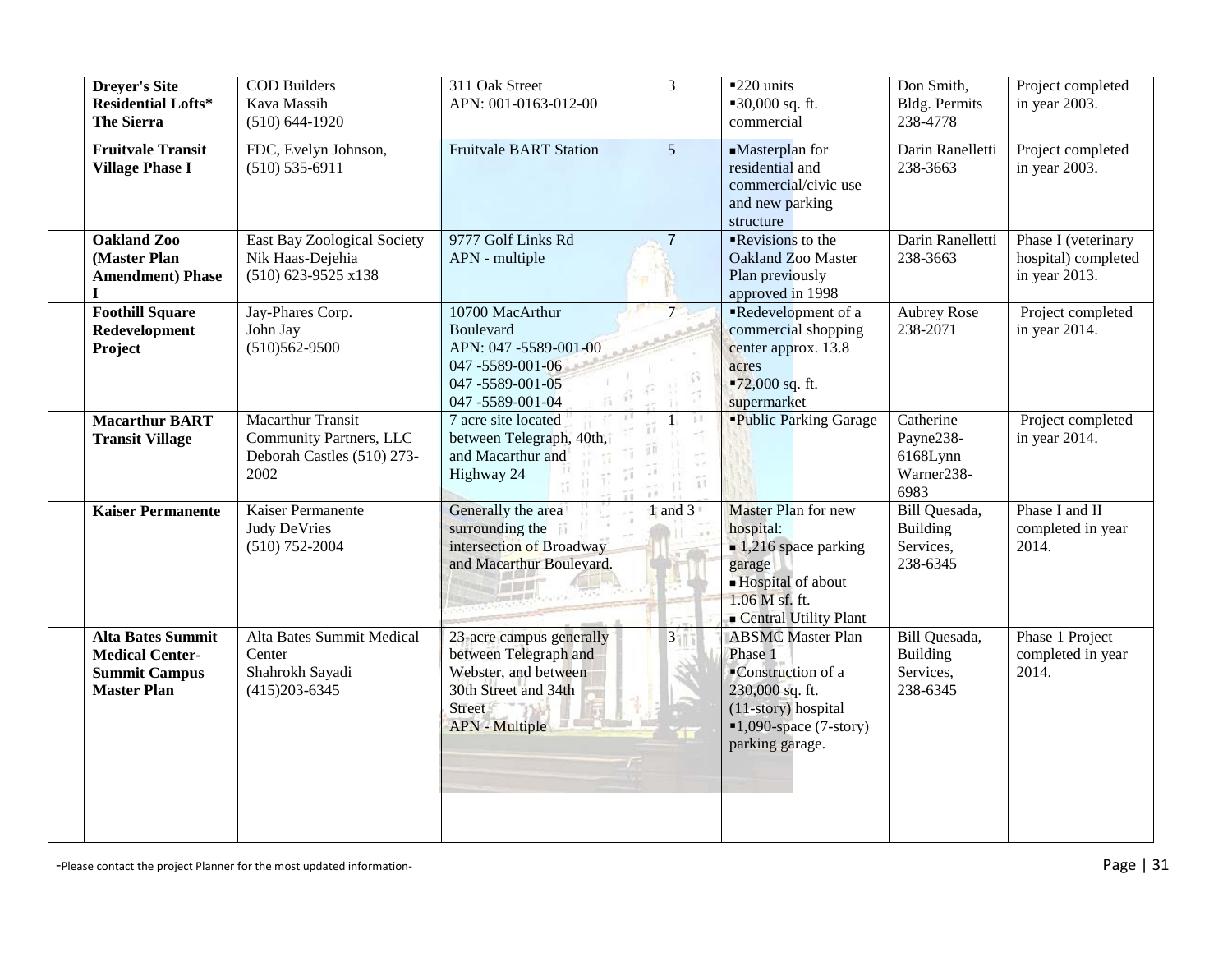| | | | | | | |
|---|---|---|---|---|---|---|
| **Dreyer's Site Residential Lofts* The Sierra** | COD Builders<br>Kava Massih<br>(510) 644-1920 | 311 Oak Street<br>APN: 001-0163-012-00 | 3 | ▪220 units<br>▪30,000 sq. ft. commercial | Don Smith, Bldg. Permits 238-4778 | Project completed in year 2003. |
| **Fruitvale Transit Village Phase I** | FDC, Evelyn Johnson,<br>(510) 535-6911 | Fruitvale BART Station | 5 | ▪Masterplan for residential and commercial/civic use and new parking structure | Darin Ranelletti 238-3663 | Project completed in year 2003. |
| **Oakland Zoo (Master Plan Amendment) Phase I** | East Bay Zoological Society<br>Nik Haas-Dejehia<br>(510) 623-9525 x138 | 9777 Golf Links Rd<br>APN - multiple | 7 | ▪Revisions to the Oakland Zoo Master Plan previously approved in 1998 | Darin Ranelletti 238-3663 | Phase I (veterinary hospital) completed in year 2013. |
| **Foothill Square Redevelopment Project** | Jay-Phares Corp.<br>John Jay<br>(510)562-9500 | 10700 MacArthur Boulevard<br>APN: 047 -5589-001-00<br>047 -5589-001-06<br>047 -5589-001-05<br>047 -5589-001-04 | 7 | ▪Redevelopment of a commercial shopping center approx. 13.8 acres<br>▪72,000 sq. ft. supermarket | Aubrey Rose 238-2071 | Project completed in year 2014. |
| **Macarthur BART Transit Village** | Macarthur Transit Community Partners, LLC<br>Deborah Castles (510) 273-2002 | 7 acre site located between Telegraph, 40th, and Macarthur and Highway 24 | 1 | ▪Public Parking Garage | Catherine Payne238-6168Lynn Warner238-6983 | Project completed in year 2014. |
| **Kaiser Permanente** | Kaiser Permanente<br>Judy DeVries<br>(510) 752-2004 | Generally the area surrounding the intersection of Broadway and Macarthur Boulevard. | 1 and 3 | Master Plan for new hospital:<br>▪ 1,216 space parking garage<br>▪ Hospital of about 1.06 M sf. ft.<br>▪ Central Utility Plant | Bill Quesada, Building Services, 238-6345 | Phase I and II completed in year 2014. |
| **Alta Bates Summit Medical Center-Summit Campus Master Plan** | Alta Bates Summit Medical Center<br>Shahrokh Sayadi<br>(415)203-6345 | 23-acre campus generally between Telegraph and Webster, and between 30th Street and 34th Street<br>APN - Multiple | 3 | ABSMC Master Plan Phase 1<br>▪Construction of a 230,000 sq. ft. (11-story) hospital<br>▪1,090-space (7-story) parking garage. | Bill Quesada, Building Services, 238-6345 | Phase 1 Project completed in year 2014. |

-Please contact the project Planner for the most updated information-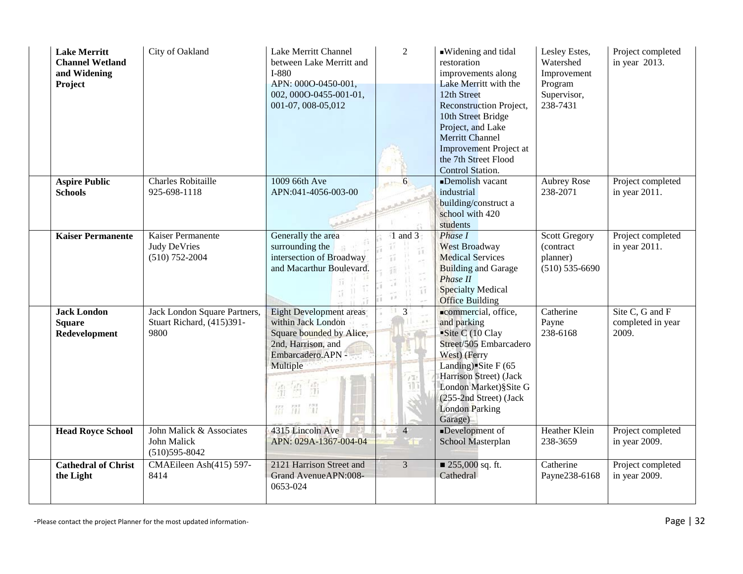| | | | | | | | |
|---|---|---|---|---|---|---|---|
| | **Lake Merritt Channel Wetland and Widening Project** | City of Oakland | Lake Merritt Channel between Lake Merritt and I-880 APN: 000O-0450-001, 002, 000O-0455-001-01, 001-07, 008-05,012 | 2 | ▪Widening and tidal restoration improvements along Lake Merritt with the 12th Street Reconstruction Project, 10th Street Bridge Project, and Lake Merritt Channel Improvement Project at the 7th Street Flood Control Station. | Lesley Estes, Watershed Improvement Program Supervisor, 238-7431 | Project completed in year 2013. |
| | **Aspire Public Schools** | Charles Robitaille 925-698-1118 | 1009 66th Ave APN:041-4056-003-00 | 6 | ▪Demolish vacant industrial building/construct a school with 420 students | Aubrey Rose 238-2071 | Project completed in year 2011. |
| | **Kaiser Permanente** | Kaiser Permanente Judy DeVries (510) 752-2004 | Generally the area surrounding the intersection of Broadway and Macarthur Boulevard. | 1 and 3 | *Phase I* West Broadway Medical Services Building and Garage *Phase II* Specialty Medical Office Building | Scott Gregory (contract planner) (510) 535-6690 | Project completed in year 2011. |
| | **Jack London Square Redevelopment** | Jack London Square Partners, Stuart Richard, (415)391-9800 | Eight Development areas within Jack London Square bounded by Alice, 2nd, Harrison, and Embarcadero.APN - Multiple | 3 | ▪commercial, office, and parking ▪Site C (10 Clay Street/505 Embarcadero West) (Ferry Landing)▪Site F (65 Harrison Street) (Jack London Market)§Site G (255-2nd Street) (Jack London Parking Garage) | Catherine Payne 238-6168 | Site C, G and F completed in year 2009. |
| | **Head Royce School** | John Malick & Associates John Malick (510)595-8042 | 4315 Lincoln Ave APN: 029A-1367-004-04 | 4 | ▪Development of School Masterplan | Heather Klein 238-3659 | Project completed in year 2009. |
| | **Cathedral of Christ the Light** | CMAEileen Ash(415) 597-8414 | 2121 Harrison Street and Grand AvenueAPN:008-0653-024 | 3 | ■ 255,000 sq. ft. Cathedral | Catherine Payne238-6168 | Project completed in year 2009. |

-Please contact the project Planner for the most updated information-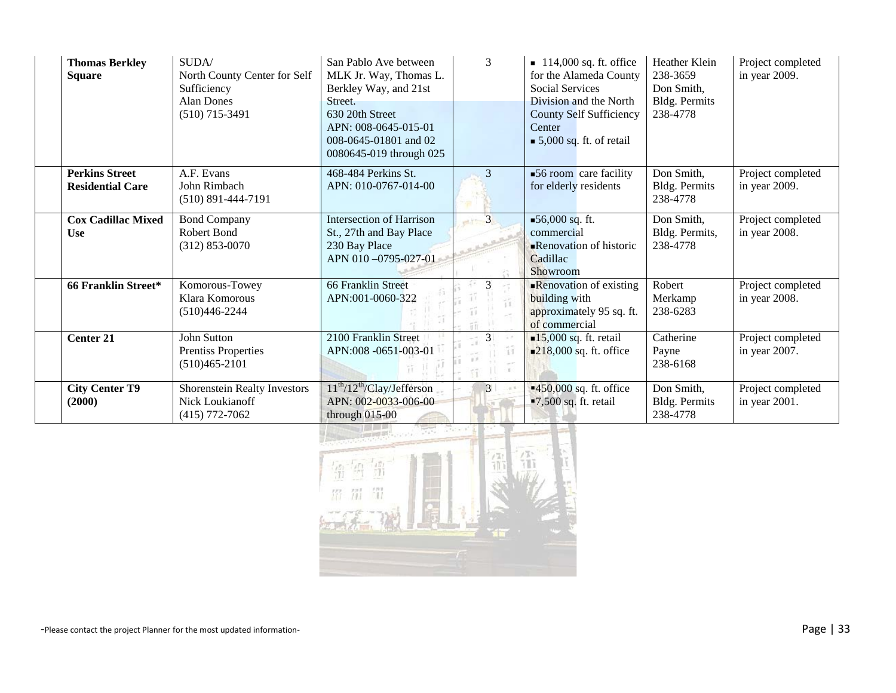|  | Thomas Berkley Square | SUDA/ North County Center for Self Sufficiency Alan Dones (510) 715-3491 | San Pablo Ave between MLK Jr. Way, Thomas L. Berkley Way, and 21st Street. 630 20th Street APN: 008-0645-015-01 008-0645-01801 and 02 0080645-019 through 025 | 3 | ▪ 114,000 sq. ft. office for the Alameda County Social Services Division and the North County Self Sufficiency Center ▪ 5,000 sq. ft. of retail | Heather Klein 238-3659 Don Smith, Bldg. Permits 238-4778 | Project completed in year 2009. |
|---|---|---|---|---|---|---|---|
|  | **Perkins Street Residential Care** | A.F. Evans John Rimbach (510) 891-444-7191 | 468-484 Perkins St. APN: 010-0767-014-00 | 3 | ▪56 room care facility for elderly residents | Don Smith, Bldg. Permits 238-4778 | Project completed in year 2009. |
|  | **Cox Cadillac Mixed Use** | Bond Company Robert Bond (312) 853-0070 | Intersection of Harrison St., 27th and Bay Place 230 Bay Place APN 010 –0795-027-01 | 3 | ▪56,000 sq. ft. commercial ▪Renovation of historic Cadillac Showroom | Don Smith, Bldg. Permits, 238-4778 | Project completed in year 2008. |
|  | **66 Franklin Street*** | Komorous-Towey Klara Komorous (510)446-2244 | 66 Franklin Street APN:001-0060-322 | 3 | ▪Renovation of existing building with approximately 95 sq. ft. of commercial | Robert Merkamp 238-6283 | Project completed in year 2008. |
|  | **Center 21** | John Sutton Prentiss Properties (510)465-2101 | 2100 Franklin Street APN:008 -0651-003-01 | 3 | ▪15,000 sq. ft. retail ▪218,000 sq. ft. office | Catherine Payne 238-6168 | Project completed in year 2007. |
|  | **City Center T9 (2000)** | Shorenstein Realty Investors Nick Loukianoff (415) 772-7062 | 11th/12th/Clay/Jefferson APN: 002-0033-006-00 through 015-00 | 3 | ▪450,000 sq. ft. office ▪7,500 sq. ft. retail | Don Smith, Bldg. Permits 238-4778 | Project completed in year 2001. |

-Please contact the project Planner for the most updated information-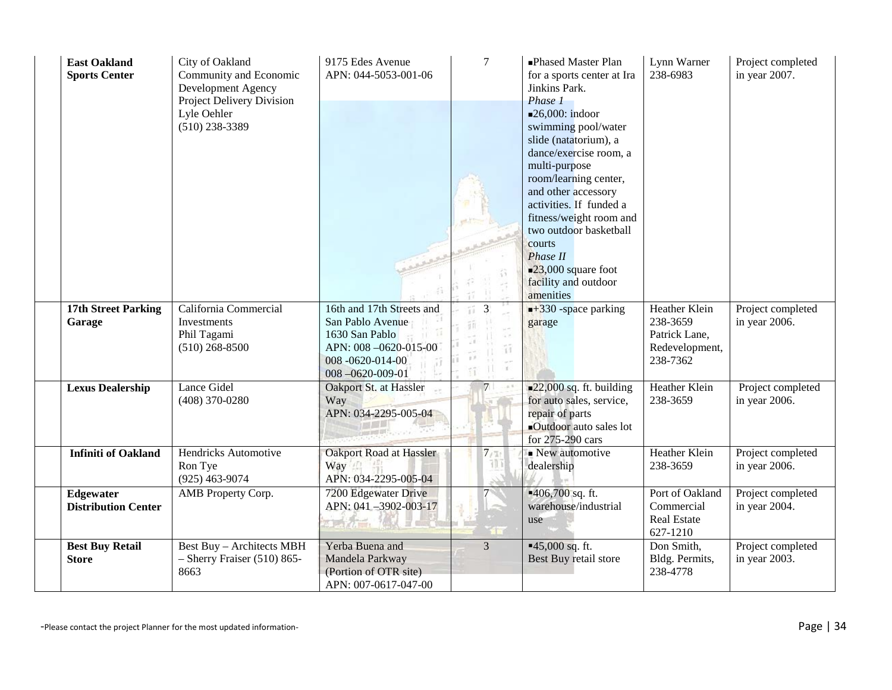| | | | | | | |
|---|---|---|---|---|---|---|
| **East Oakland Sports Center** | City of Oakland Community and Economic Development Agency Project Delivery Division Lyle Oehler (510) 238-3389 | 9175 Edes Avenue APN: 044-5053-001-06 | 7 | ▪Phased Master Plan for a sports center at Ira Jinkins Park. *Phase 1* ▪26,000: indoor swimming pool/water slide (natatorium), a dance/exercise room, a multi-purpose room/learning center, and other accessory activities. If funded a fitness/weight room and two outdoor basketball courts *Phase II* ▪23,000 square foot facility and outdoor amenities | Lynn Warner 238-6983 | Project completed in year 2007. |
| **17th Street Parking Garage** | California Commercial Investments Phil Tagami (510) 268-8500 | 16th and 17th Streets and San Pablo Avenue 1630 San Pablo APN: 008 –0620-015-00 008 -0620-014-00 008 –0620-009-01 | 3 | ▪+330 -space parking garage | Heather Klein 238-3659 Patrick Lane, Redevelopment, 238-7362 | Project completed in year 2006. |
| **Lexus Dealership** | Lance Gidel (408) 370-0280 | Oakport St. at Hassler Way APN: 034-2295-005-04 | 7 | ▪22,000 sq. ft. building for auto sales, service, repair of parts ▪Outdoor auto sales lot for 275-290 cars | Heather Klein 238-3659 | Project completed in year 2006. |
| **Infiniti of Oakland** | Hendricks Automotive Ron Tye (925) 463-9074 | Oakport Road at Hassler Way APN: 034-2295-005-04 | 7 | ▪ New automotive dealership | Heather Klein 238-3659 | Project completed in year 2006. |
| **Edgewater Distribution Center** | AMB Property Corp. | 7200 Edgewater Drive APN: 041 –3902-003-17 | 7 | ▪406,700 sq. ft. warehouse/industrial use | Port of Oakland Commercial Real Estate 627-1210 | Project completed in year 2004. |
| **Best Buy Retail Store** | Best Buy – Architects MBH – Sherry Fraiser (510) 865-8663 | Yerba Buena and Mandela Parkway (Portion of OTR site) APN: 007-0617-047-00 | 3 | ▪45,000 sq. ft. Best Buy retail store | Don Smith, Bldg. Permits, 238-4778 | Project completed in year 2003. |

-Please contact the project Planner for the most updated information-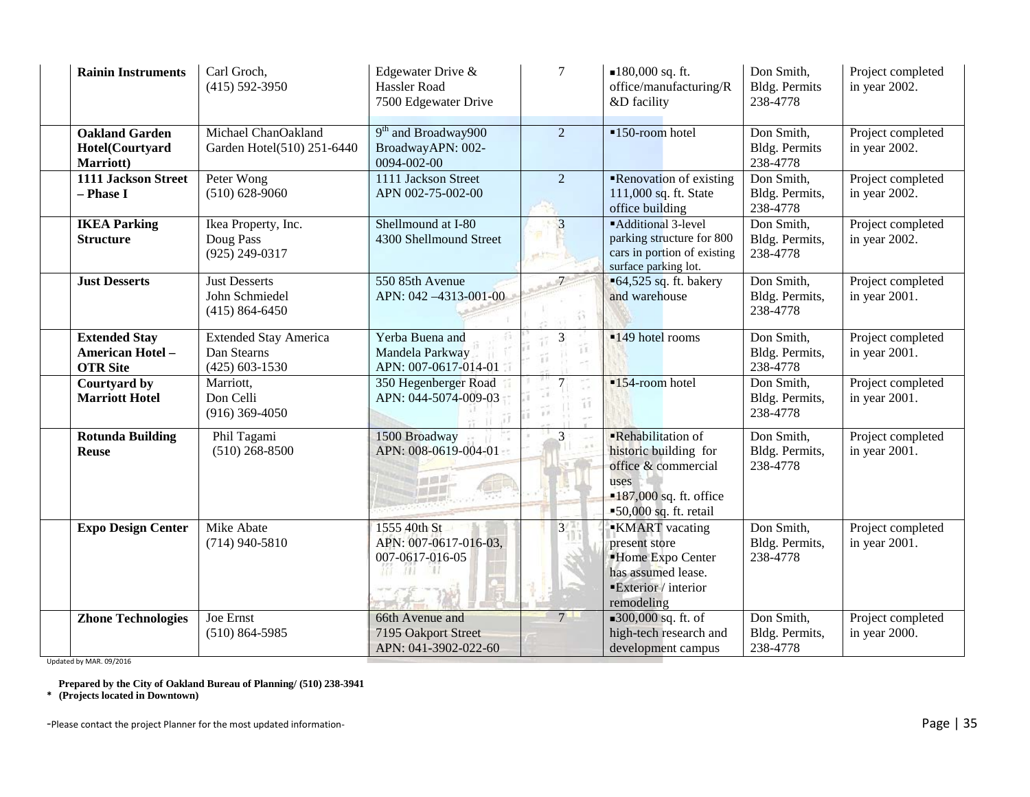| | | | | | | | |
|---|---|---|---|---|---|---|---|
| | **Rainin Instruments** | Carl Groch, (415) 592-3950 | Edgewater Drive & Hassler Road 7500 Edgewater Drive | 7 | ▪180,000 sq. ft. office/manufacturing/R&D facility | Don Smith, Bldg. Permits 238-4778 | Project completed in year 2002. |
| | **Oakland Garden Hotel(Courtyard Marriott)** | Michael ChanOakland Garden Hotel(510) 251-6440 | 9th and Broadway900 BroadwayAPN: 002-0094-002-00 | 2 | ▪150-room hotel | Don Smith, Bldg. Permits 238-4778 | Project completed in year 2002. |
| | **1111 Jackson Street – Phase I** | Peter Wong (510) 628-9060 | 1111 Jackson Street APN 002-75-002-00 | 2 | ▪Renovation of existing 111,000 sq. ft. State office building | Don Smith, Bldg. Permits, 238-4778 | Project completed in year 2002. |
| | **IKEA Parking Structure** | Ikea Property, Inc. Doug Pass (925) 249-0317 | Shellmound at I-80 4300 Shellmound Street | 3 | ▪Additional 3-level parking structure for 800 cars in portion of existing surface parking lot. | Don Smith, Bldg. Permits, 238-4778 | Project completed in year 2002. |
| | **Just Desserts** | Just Desserts John Schmiedel (415) 864-6450 | 550 85th Avenue APN: 042 –4313-001-00 | 7 | ▪64,525 sq. ft. bakery and warehouse | Don Smith, Bldg. Permits, 238-4778 | Project completed in year 2001. |
| | **Extended Stay American Hotel – OTR Site** | Extended Stay America Dan Stearns (425) 603-1530 | Yerba Buena and Mandela Parkway APN: 007-0617-014-01 | 3 | ▪149 hotel rooms | Don Smith, Bldg. Permits, 238-4778 | Project completed in year 2001. |
| | **Courtyard by Marriott Hotel** | Marriott, Don Celli (916) 369-4050 | 350 Hegenberger Road APN: 044-5074-009-03 | 7 | ▪154-room hotel | Don Smith, Bldg. Permits, 238-4778 | Project completed in year 2001. |
| | **Rotunda Building Reuse** | Phil Tagami (510) 268-8500 | 1500 Broadway APN: 008-0619-004-01 | 3 | ▪Rehabilitation of historic building for office & commercial uses ▪187,000 sq. ft. office ▪50,000 sq. ft. retail | Don Smith, Bldg. Permits, 238-4778 | Project completed in year 2001. |
| | **Expo Design Center** | Mike Abate (714) 940-5810 | 1555 40th St APN: 007-0617-016-03, 007-0617-016-05 | 3 | ▪KMART vacating present store ▪Home Expo Center has assumed lease. ▪Exterior / interior remodeling | Don Smith, Bldg. Permits, 238-4778 | Project completed in year 2001. |
| | **Zhone Technologies** | Joe Ernst (510) 864-5985 | 66th Avenue and 7195 Oakport Street APN: 041-3902-022-60 | 7 | ▪300,000 sq. ft. of high-tech research and development campus | Don Smith, Bldg. Permits, 238-4778 | Project completed in year 2000. |

Updated by MAR. 09/2016

**Prepared by the City of Oakland Bureau of Planning/ (510) 238-3941**

**\* (Projects located in Downtown)**

-Please contact the project Planner for the most updated information-